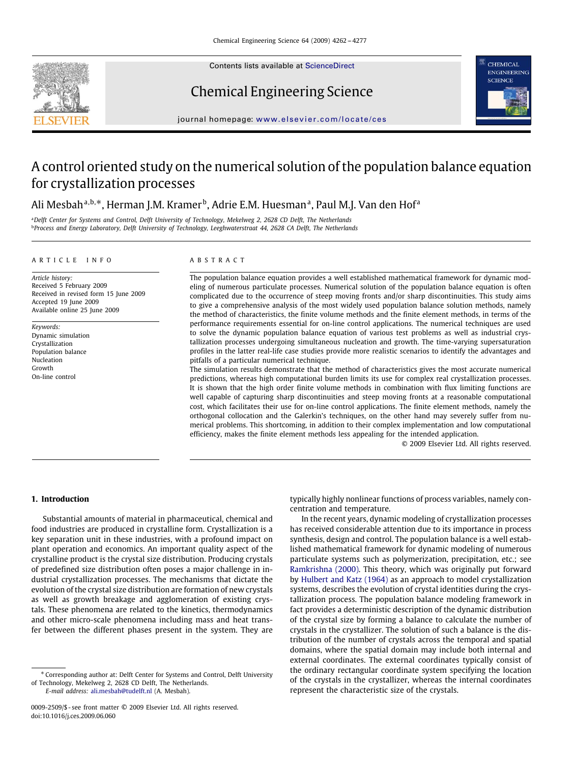# A control oriented study on the numerical solution of the population balance equation for crystallization processes

Ali Mesbah[a,b,*], Herman J.M. Kramer[b], Adrie E.M. Huesman[a], Paul M.J. Van den Hof[a]

[a]*Delft Center for Systems and Control, Delft University of Technology, Mekelweg 2, 2628 CD Delft, The Netherlands*
[b]*Process and Energy Laboratory, Delft University of Technology, Leeghwaterstraat 44, 2628 CA Delft, The Netherlands*

## ARTICLE INFO

*Article history:*
Received 5 February 2009
Received in revised form 15 June 2009
Accepted 19 June 2009
Available online 25 June 2009

*Keywords:*
Dynamic simulation
Crystallization
Population balance
Nucleation
Growth
On-line control

## ABSTRACT

The population balance equation provides a well established mathematical framework for dynamic modeling of numerous particulate processes. Numerical solution of the population balance equation is often complicated due to the occurrence of steep moving fronts and/or sharp discontinuities. This study aims to give a comprehensive analysis of the most widely used population balance solution methods, namely the method of characteristics, the finite volume methods and the finite element methods, in terms of the performance requirements essential for on-line control applications. The numerical techniques are used to solve the dynamic population balance equation of various test problems as well as industrial crystallization processes undergoing simultaneous nucleation and growth. The time-varying supersaturation profiles in the latter real-life case studies provide more realistic scenarios to identify the advantages and pitfalls of a particular numerical technique.

The simulation results demonstrate that the method of characteristics gives the most accurate numerical predictions, whereas high computational burden limits its use for complex real crystallization processes. It is shown that the high order finite volume methods in combination with flux limiting functions are well capable of capturing sharp discontinuities and steep moving fronts at a reasonable computational cost, which facilitates their use for on-line control applications. The finite element methods, namely the orthogonal collocation and the Galerkin's techniques, on the other hand may severely suffer from numerical problems. This shortcoming, in addition to their complex implementation and low computational efficiency, makes the finite element methods less appealing for the intended application.

© 2009 Elsevier Ltd. All rights reserved.

## 1. Introduction

Substantial amounts of material in pharmaceutical, chemical and food industries are produced in crystalline form. Crystallization is a key separation unit in these industries, with a profound impact on plant operation and economics. An important quality aspect of the crystalline product is the crystal size distribution. Producing crystals of predefined size distribution often poses a major challenge in industrial crystallization processes. The mechanisms that dictate the evolution of the crystal size distribution are formation of new crystals as well as growth breakage and agglomeration of existing crystals. These phenomena are related to the kinetics, thermodynamics and other micro-scale phenomena including mass and heat transfer between the different phases present in the system. They are typically highly nonlinear functions of process variables, namely concentration and temperature.

In the recent years, dynamic modeling of crystallization processes has received considerable attention due to its importance in process synthesis, design and control. The population balance is a well established mathematical framework for dynamic modeling of numerous particulate systems such as polymerization, precipitation, etc.; see Ramkrishna (2000). This theory, which was originally put forward by Hulbert and Katz (1964) as an approach to model crystallization systems, describes the evolution of crystal identities during the crystallization process. The population balance modeling framework in fact provides a deterministic description of the dynamic distribution of the crystal size by forming a balance to calculate the number of crystals in the crystallizer. The solution of such a balance is the distribution of the number of crystals across the temporal and spatial domains, where the spatial domain may include both internal and external coordinates. The external coordinates typically consist of the ordinary rectangular coordinate system specifying the location of the crystals in the crystallizer, whereas the internal coordinates represent the characteristic size of the crystals.

* Corresponding author at: Delft Center for Systems and Control, Delft University of Technology, Mekelweg 2, 2628 CD Delft, The Netherlands.
*E-mail address:* ali.mesbah@tudelft.nl (A. Mesbah).

0009-2509/$ - see front matter © 2009 Elsevier Ltd. All rights reserved.
doi:10.1016/j.ces.2009.06.060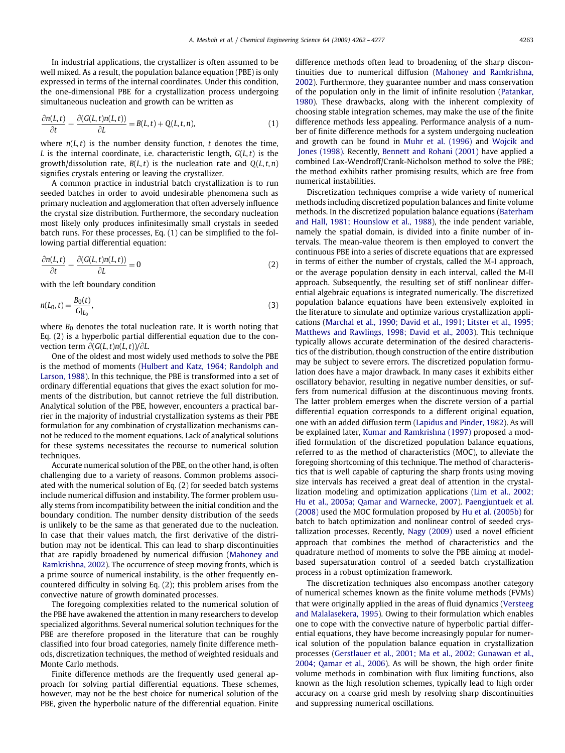In industrial applications, the crystallizer is often assumed to be well mixed. As a result, the population balance equation (PBE) is only expressed in terms of the internal coordinates. Under this condition, the one-dimensional PBE for a crystallization process undergoing simultaneous nucleation and growth can be written as

$$\frac{\partial n(L,t)}{\partial t} + \frac{\partial (G(L,t)n(L,t))}{\partial L} = B(L,t) + Q(L,t,n), \tag{1}$$

where $n(L,t)$ is the number density function, $t$ denotes the time, $L$ is the internal coordinate, i.e. characteristic length, $G(L,t)$ is the growth/dissolution rate, $B(L,t)$ is the nucleation rate and $Q(L,t,n)$ signifies crystals entering or leaving the crystallizer.

A common practice in industrial batch crystallization is to run seeded batches in order to avoid undesirable phenomena such as primary nucleation and agglomeration that often adversely influence the crystal size distribution. Furthermore, the secondary nucleation most likely only produces infinitesimally small crystals in seeded batch runs. For these processes, Eq. (1) can be simplified to the following partial differential equation:

$$\frac{\partial n(L,t)}{\partial t} + \frac{\partial (G(L,t)n(L,t))}{\partial L} = 0 \tag{2}$$

with the left boundary condition

$$n(L_0,t) = \frac{B_0(t)}{G|_{L_0}}, \tag{3}$$

where $B_0$ denotes the total nucleation rate. It is worth noting that Eq. (2) is a hyperbolic partial differential equation due to the convection term $\partial(G(L,t)n(L,t))/\partial L$.

One of the oldest and most widely used methods to solve the PBE is the method of moments (Hulbert and Katz, 1964; Randolph and Larson, 1988). In this technique, the PBE is transformed into a set of ordinary differential equations that gives the exact solution for moments of the distribution, but cannot retrieve the full distribution. Analytical solution of the PBE, however, encounters a practical barrier in the majority of industrial crystallization systems as their PBE formulation for any combination of crystallization mechanisms cannot be reduced to the moment equations. Lack of analytical solutions for these systems necessitates the recourse to numerical solution techniques.

Accurate numerical solution of the PBE, on the other hand, is often challenging due to a variety of reasons. Common problems associated with the numerical solution of Eq. (2) for seeded batch systems include numerical diffusion and instability. The former problem usually stems from incompatibility between the initial condition and the boundary condition. The number density distribution of the seeds is unlikely to be the same as that generated due to the nucleation. In case that their values match, the first derivative of the distribution may not be identical. This can lead to sharp discontinuities that are rapidly broadened by numerical diffusion (Mahoney and Ramkrishna, 2002). The occurrence of steep moving fronts, which is a prime source of numerical instability, is the other frequently encountered difficulty in solving Eq. (2); this problem arises from the convective nature of growth dominated processes.

The foregoing complexities related to the numerical solution of the PBE have awakened the attention in many researchers to develop specialized algorithms. Several numerical solution techniques for the PBE are therefore proposed in the literature that can be roughly classified into four broad categories, namely finite difference methods, discretization techniques, the method of weighted residuals and Monte Carlo methods.

Finite difference methods are the frequently used general approach for solving partial differential equations. These schemes, however, may not be the best choice for numerical solution of the PBE, given the hyperbolic nature of the differential equation. Finite difference methods often lead to broadening of the sharp discontinuities due to numerical diffusion (Mahoney and Ramkrishna, 2002). Furthermore, they guarantee number and mass conservation of the population only in the limit of infinite resolution (Patankar, 1980). These drawbacks, along with the inherent complexity of choosing stable integration schemes, may make the use of the finite difference methods less appealing. Performance analysis of a number of finite difference methods for a system undergoing nucleation and growth can be found in Muhr et al. (1996) and Wojcik and Jones (1998). Recently, Bennett and Rohani (2001) have applied a combined Lax-Wendroff/Crank-Nicholson method to solve the PBE; the method exhibits rather promising results, which are free from numerical instabilities.

Discretization techniques comprise a wide variety of numerical methods including discretized population balances and finite volume methods. In the discretized population balance equations (Baterham and Hall, 1981; Hounslow et al., 1988), the inde pendent variable, namely the spatial domain, is divided into a finite number of intervals. The mean-value theorem is then employed to convert the continuous PBE into a series of discrete equations that are expressed in terms of either the number of crystals, called the M-I approach, or the average population density in each interval, called the M-II approach. Subsequently, the resulting set of stiff nonlinear differential algebraic equations is integrated numerically. The discretized population balance equations have been extensively exploited in the literature to simulate and optimize various crystallization applications (Marchal et al., 1990; David et al., 1991; Litster et al., 1995; Matthews and Rawlings, 1998; David et al., 2003). This technique typically allows accurate determination of the desired characteristics of the distribution, though construction of the entire distribution may be subject to severe errors. The discretized population formulation does have a major drawback. In many cases it exhibits either oscillatory behavior, resulting in negative number densities, or suffers from numerical diffusion at the discontinuous moving fronts. The latter problem emerges when the discrete version of a partial differential equation corresponds to a different original equation, one with an added diffusion term (Lapidus and Pinder, 1982). As will be explained later, Kumar and Ramkrishna (1997) proposed a modified formulation of the discretized population balance equations, referred to as the method of characteristics (MOC), to alleviate the foregoing shortcoming of this technique. The method of characteristics that is well capable of capturing the sharp fronts using moving size intervals has received a great deal of attention in the crystallization modeling and optimization applications (Lim et al., 2002; Hu et al., 2005a; Qamar and Warnecke, 2007). Paengjuntuek et al. (2008) used the MOC formulation proposed by Hu et al. (2005b) for batch to batch optimization and nonlinear control of seeded crystallization processes. Recently, Nagy (2009) used a novel efficient approach that combines the method of characteristics and the quadrature method of moments to solve the PBE aiming at model-based supersaturation control of a seeded batch crystallization process in a robust optimization framework.

The discretization techniques also encompass another category of numerical schemes known as the finite volume methods (FVMs) that were originally applied in the areas of fluid dynamics (Versteeg and Malalasekera, 1995). Owing to their formulation which enables one to cope with the convective nature of hyperbolic partial differential equations, they have become increasingly popular for numerical solution of the population balance equation in crystallization processes (Gerstlauer et al., 2001; Ma et al., 2002; Gunawan et al., 2004; Qamar et al., 2006). As will be shown, the high order finite volume methods in combination with flux limiting functions, also known as the high resolution schemes, typically lead to high order accuracy on a coarse grid mesh by resolving sharp discontinuities and suppressing numerical oscillations.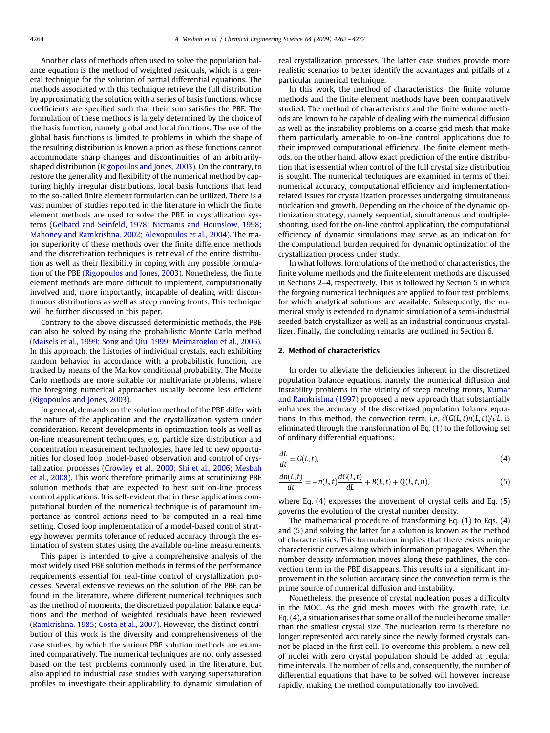Another class of methods often used to solve the population balance equation is the method of weighted residuals, which is a general technique for the solution of partial differential equations. The methods associated with this technique retrieve the full distribution by approximating the solution with a series of basis functions, whose coefficients are specified such that their sum satisfies the PBE. The formulation of these methods is largely determined by the choice of the basis function, namely global and local functions. The use of the global basis functions is limited to problems in which the shape of the resulting distribution is known a priori as these functions cannot accommodate sharp changes and discontinuities of an arbitrarily-shaped distribution (Rigopoulos and Jones, 2003). On the contrary, to restore the generality and flexibility of the numerical method by capturing highly irregular distributions, local basis functions that lead to the so-called finite element formulation can be utilized. There is a vast number of studies reported in the literature in which the finite element methods are used to solve the PBE in crystallization systems (Gelbard and Seinfeld, 1978; Nicmanis and Hounslow, 1998; Mahoney and Ramkrishna, 2002; Alexopoulos et al., 2004). The major superiority of these methods over the finite difference methods and the discretization techniques is retrieval of the entire distribution as well as their flexibility in coping with any possible formulation of the PBE (Rigopoulos and Jones, 2003). Nonetheless, the finite element methods are more difficult to implement, computationally involved and, more importantly, incapable of dealing with discontinuous distributions as well as steep moving fronts. This technique will be further discussed in this paper.

Contrary to the above discussed deterministic methods, the PBE can also be solved by using the probabilistic Monte Carlo method (Maisels et al., 1999; Song and Qiu, 1999; Meimaroglou et al., 2006). In this approach, the histories of individual crystals, each exhibiting random behavior in accordance with a probabilistic function, are tracked by means of the Markov conditional probability. The Monte Carlo methods are more suitable for multivariate problems, where the foregoing numerical approaches usually become less efficient (Rigopoulos and Jones, 2003).

In general, demands on the solution method of the PBE differ with the nature of the application and the crystallization system under consideration. Recent developments in optimization tools as well as on-line measurement techniques, e.g. particle size distribution and concentration measurement technologies, have led to new opportunities for closed loop model-based observation and control of crystallization processes (Crowley et al., 2000; Shi et al., 2006; Mesbah et al., 2008). This work therefore primarily aims at scrutinizing PBE solution methods that are expected to best suit on-line process control applications. It is self-evident that in these applications computational burden of the numerical technique is of paramount importance as control actions need to be computed in a real-time setting. Closed loop implementation of a model-based control strategy however permits tolerance of reduced accuracy through the estimation of system states using the available on-line measurements.

This paper is intended to give a comprehensive analysis of the most widely used PBE solution methods in terms of the performance requirements essential for real-time control of crystallization processes. Several extensive reviews on the solution of the PBE can be found in the literature, where different numerical techniques such as the method of moments, the discretized population balance equations and the method of weighted residuals have been reviewed (Ramkrishna, 1985; Costa et al., 2007). However, the distinct contribution of this work is the diversity and comprehensiveness of the case studies, by which the various PBE solution methods are examined comparatively. The numerical techniques are not only assessed based on the test problems commonly used in the literature, but also applied to industrial case studies with varying supersaturation profiles to investigate their applicability to dynamic simulation of real crystallization processes. The latter case studies provide more realistic scenarios to better identify the advantages and pitfalls of a particular numerical technique.

In this work, the method of characteristics, the finite volume methods and the finite element methods have been comparatively studied. The method of characteristics and the finite volume methods are known to be capable of dealing with the numerical diffusion as well as the instability problems on a coarse grid mesh that make them particularly amenable to on-line control applications due to their improved computational efficiency. The finite element methods, on the other hand, allow exact prediction of the entire distribution that is essential when control of the full crystal size distribution is sought. The numerical techniques are examined in terms of their numerical accuracy, computational efficiency and implementation-related issues for crystallization processes undergoing simultaneous nucleation and growth. Depending on the choice of the dynamic optimization strategy, namely sequential, simultaneous and multiple-shooting, used for the on-line control application, the computational efficiency of dynamic simulations may serve as an indication for the computational burden required for dynamic optimization of the crystallization process under study.

In what follows, formulations of the method of characteristics, the finite volume methods and the finite element methods are discussed in Sections 2–4, respectively. This is followed by Section 5 in which the forgoing numerical techniques are applied to four test problems, for which analytical solutions are available. Subsequently, the numerical study is extended to dynamic simulation of a semi-industrial seeded batch crystallizer as well as an industrial continuous crystallizer. Finally, the concluding remarks are outlined in Section 6.

## 2. Method of characteristics

In order to alleviate the deficiencies inherent in the discretized population balance equations, namely the numerical diffusion and instability problems in the vicinity of steep moving fronts, Kumar and Ramkrishna (1997) proposed a new approach that substantially enhances the accuracy of the discretized population balance equations. In this method, the convection term, i.e. $\partial(G(L,t)n(L,t))/\partial L$, is eliminated through the transformation of Eq. (1) to the following set of ordinary differential equations:

$$\frac{dL}{dt} = G(L,t), \tag{4}$$

$$\frac{dn(L,t)}{dt} = -n(L,t)\frac{dG(L,t)}{dL} + B(L,t) + Q(L,t,n), \tag{5}$$

where Eq. (4) expresses the movement of crystal cells and Eq. (5) governs the evolution of the crystal number density.

The mathematical procedure of transforming Eq. (1) to Eqs. (4) and (5) and solving the latter for a solution is known as the method of characteristics. This formulation implies that there exists unique characteristic curves along which information propagates. When the number density information moves along these pathlines, the convection term in the PBE disappears. This results in a significant improvement in the solution accuracy since the convection term is the prime source of numerical diffusion and instability.

Nonetheless, the presence of crystal nucleation poses a difficulty in the MOC. As the grid mesh moves with the growth rate, i.e. Eq. (4), a situation arises that some or all of the nuclei become smaller than the smallest crystal size. The nucleation term is therefore no longer represented accurately since the newly formed crystals cannot be placed in the first cell. To overcome this problem, a new cell of nuclei with zero crystal population should be added at regular time intervals. The number of cells and, consequently, the number of differential equations that have to be solved will however increase rapidly, making the method computationally too involved.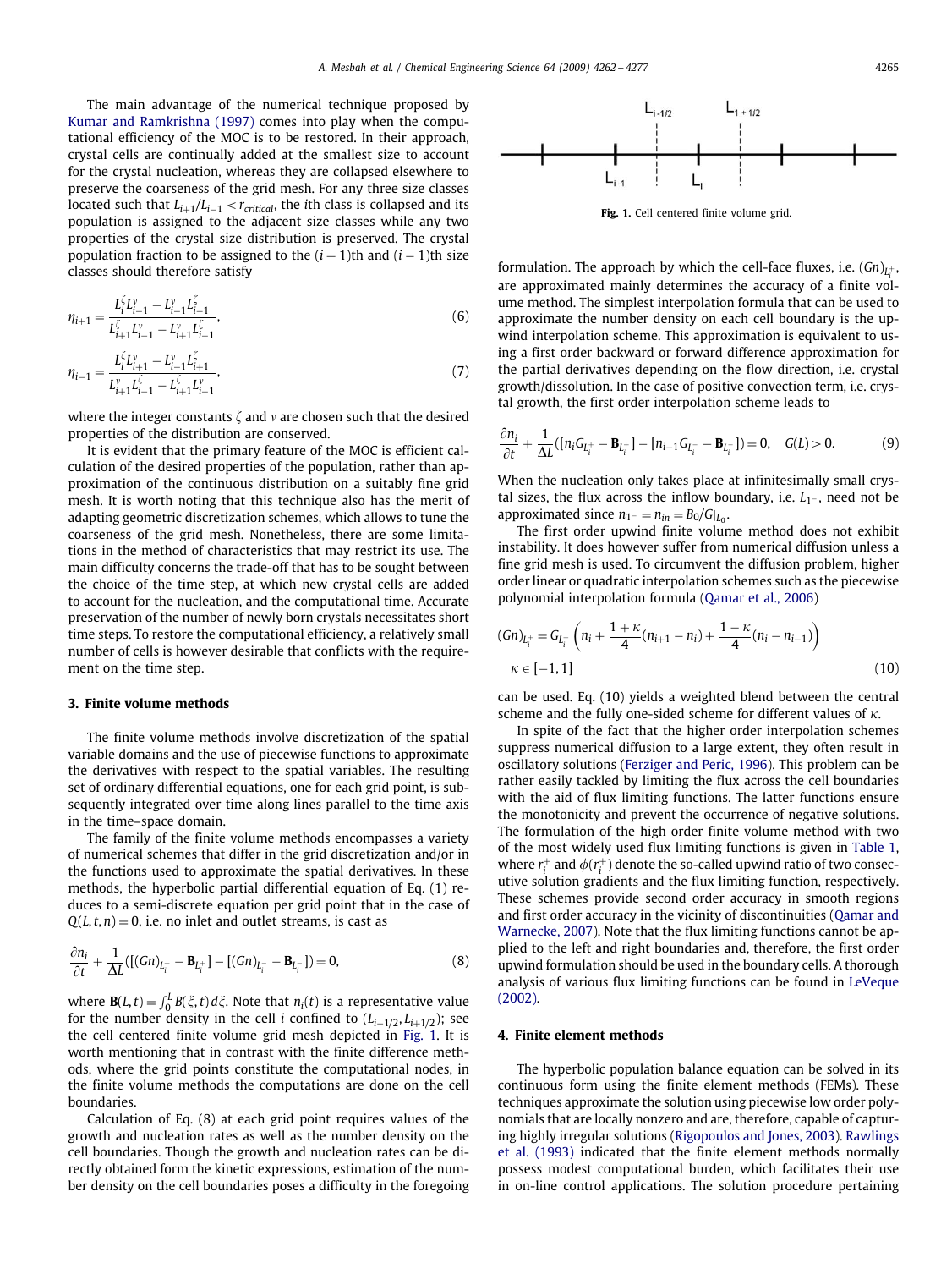The main advantage of the numerical technique proposed by Kumar and Ramkrishna (1997) comes into play when the computational efficiency of the MOC is to be restored. In their approach, crystal cells are continually added at the smallest size to account for the crystal nucleation, whereas they are collapsed elsewhere to preserve the coarseness of the grid mesh. For any three size classes located such that $L_{i+1}/L_{i-1} < r_{critical}$, the $i$th class is collapsed and its population is assigned to the adjacent size classes while any two properties of the crystal size distribution is preserved. The crystal population fraction to be assigned to the $(i+1)$th and $(i-1)$th size classes should therefore satisfy

$$\eta_{i+1} = \frac{L_i^{\zeta} L_{i-1}^{\nu} - L_{i-1}^{\nu} L_{i-1}^{\zeta}}{L_{i+1}^{\zeta} L_{i-1}^{\nu} - L_{i+1}^{\nu} L_{i-1}^{\zeta}}, \tag{6}$$

$$\eta_{i-1} = \frac{L_i^{\zeta} L_{i+1}^{\nu} - L_{i-1}^{\nu} L_{i+1}^{\zeta}}{L_{i+1}^{\nu} L_{i-1}^{\zeta} - L_{i+1}^{\zeta} L_{i-1}^{\nu}}, \tag{7}$$

where the integer constants $\zeta$ and $\nu$ are chosen such that the desired properties of the distribution are conserved.

It is evident that the primary feature of the MOC is efficient calculation of the desired properties of the population, rather than approximation of the continuous distribution on a suitably fine grid mesh. It is worth noting that this technique also has the merit of adapting geometric discretization schemes, which allows to tune the coarseness of the grid mesh. Nonetheless, there are some limitations in the method of characteristics that may restrict its use. The main difficulty concerns the trade-off that has to be sought between the choice of the time step, at which new crystal cells are added to account for the nucleation, and the computational time. Accurate preservation of the number of newly born crystals necessitates short time steps. To restore the computational efficiency, a relatively small number of cells is however desirable that conflicts with the requirement on the time step.

## 3. Finite volume methods

The finite volume methods involve discretization of the spatial variable domains and the use of piecewise functions to approximate the derivatives with respect to the spatial variables. The resulting set of ordinary differential equations, one for each grid point, is subsequently integrated over time along lines parallel to the time axis in the time–space domain.

The family of the finite volume methods encompasses a variety of numerical schemes that differ in the grid discretization and/or in the functions used to approximate the spatial derivatives. In these methods, the hyperbolic partial differential equation of Eq. (1) reduces to a semi-discrete equation per grid point that in the case of $Q(L,t,n) = 0$, i.e. no inlet and outlet streams, is cast as

$$\frac{\partial n_i}{\partial t} + \frac{1}{\Delta L}\left([(Gn)_{L_i^+} - \mathbf{B}_{L_i^+}] - [(Gn)_{L_i^-} - \mathbf{B}_{L_i^-}]\right) = 0, \tag{8}$$

where $\mathbf{B}(L,t) = \int_0^L B(\xi,t)\,d\xi$. Note that $n_i(t)$ is a representative value for the number density in the cell $i$ confined to $(L_{i-1/2}, L_{i+1/2})$; see the cell centered finite volume grid mesh depicted in Fig. 1. It is worth mentioning that in contrast with the finite difference methods, where the grid points constitute the computational nodes, in the finite volume methods the computations are done on the cell boundaries.

Calculation of Eq. (8) at each grid point requires values of the growth and nucleation rates as well as the number density on the cell boundaries. Though the growth and nucleation rates can be directly obtained form the kinetic expressions, estimation of the number density on the cell boundaries poses a difficulty in the foregoing formulation. The approach by which the cell-face fluxes, i.e. $(Gn)_{L_i^+}$, are approximated mainly determines the accuracy of a finite volume method. The simplest interpolation formula that can be used to approximate the number density on each cell boundary is the upwind interpolation scheme. This approximation is equivalent to using a first order backward or forward difference approximation for the partial derivatives depending on the flow direction, i.e. crystal growth/dissolution. In the case of positive convection term, i.e. crystal growth, the first order interpolation scheme leads to

$$\frac{\partial n_i}{\partial t} + \frac{1}{\Delta L}\left([n_i G_{L_i^+} - \mathbf{B}_{L_i^+}] - [n_{i-1} G_{L_i^-} - \mathbf{B}_{L_i^-}]\right) = 0, \quad G(L) > 0. \tag{9}$$

Fig. 1. Cell centered finite volume grid.

When the nucleation only takes place at infinitesimally small crystal sizes, the flux across the inflow boundary, i.e. $L_{1^-}$, need not be approximated since $n_{1^-} = n_{in} = B_0/G|_{L_0}$.

The first order upwind finite volume method does not exhibit instability. It does however suffer from numerical diffusion unless a fine grid mesh is used. To circumvent the diffusion problem, higher order linear or quadratic interpolation schemes such as the piecewise polynomial interpolation formula (Qamar et al., 2006)

$$(Gn)_{L_i^+} = G_{L_i^+}\left(n_i + \frac{1+\kappa}{4}(n_{i+1} - n_i) + \frac{1-\kappa}{4}(n_i - n_{i-1})\right)$$
$$\kappa \in [-1, 1] \tag{10}$$

can be used. Eq. (10) yields a weighted blend between the central scheme and the fully one-sided scheme for different values of $\kappa$.

In spite of the fact that the higher order interpolation schemes suppress numerical diffusion to a large extent, they often result in oscillatory solutions (Ferziger and Peric, 1996). This problem can be rather easily tackled by limiting the flux across the cell boundaries with the aid of flux limiting functions. The latter functions ensure the monotonicity and prevent the occurrence of negative solutions. The formulation of the high order finite volume method with two of the most widely used flux limiting functions is given in Table 1, where $r_i^+$ and $\phi(r_i^+)$ denote the so-called upwind ratio of two consecutive solution gradients and the flux limiting function, respectively. These schemes provide second order accuracy in smooth regions and first order accuracy in the vicinity of discontinuities (Qamar and Warnecke, 2007). Note that the flux limiting functions cannot be applied to the left and right boundaries and, therefore, the first order upwind formulation should be used in the boundary cells. A thorough analysis of various flux limiting functions can be found in LeVeque (2002).

## 4. Finite element methods

The hyperbolic population balance equation can be solved in its continuous form using the finite element methods (FEMs). These techniques approximate the solution using piecewise low order polynomials that are locally nonzero and are, therefore, capable of capturing highly irregular solutions (Rigopoulos and Jones, 2003). Rawlings et al. (1993) indicated that the finite element methods normally possess modest computational burden, which facilitates their use in on-line control applications. The solution procedure pertaining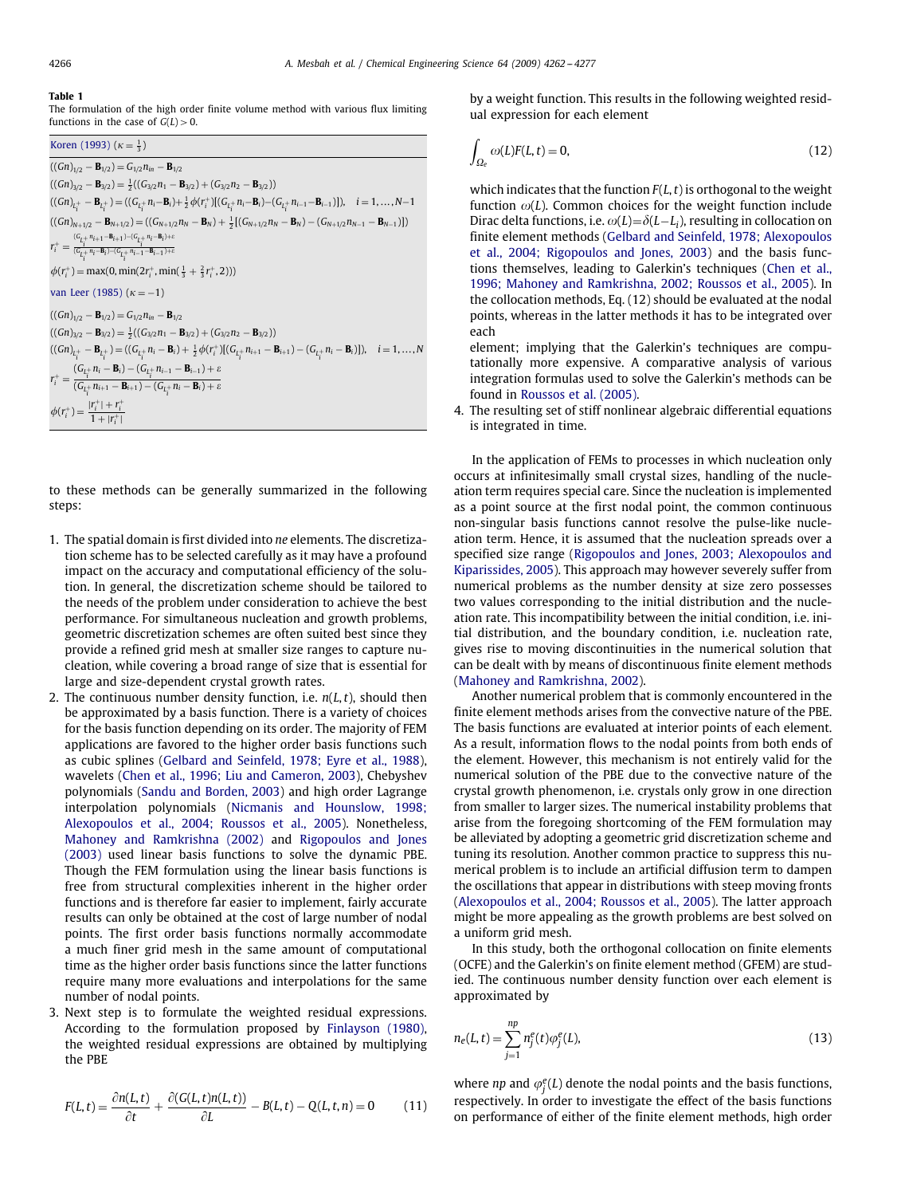**Table 1**
The formulation of the high order finite volume method with various flux limiting functions in the case of $G(L)>0$.

Koren (1993) ($\kappa = \frac{1}{3}$)

$$((Gn)_{1/2} - \mathbf{B}_{1/2}) = G_{1/2}n_{in} - \mathbf{B}_{1/2}$$

$$((Gn)_{3/2} - \mathbf{B}_{3/2}) = \tfrac{1}{2}((G_{3/2}n_1 - \mathbf{B}_{3/2}) + (G_{3/2}n_2 - \mathbf{B}_{3/2}))$$

$$((Gn)_{L_i^+} - \mathbf{B}_{L_i^+}) = ((G_{L_i^+}n_i - \mathbf{B}_i) + \tfrac{1}{2}\phi(r_i^+)[(G_{L_i^+}n_i - \mathbf{B}_i) - (G_{L_i^+}n_{i-1} - \mathbf{B}_{i-1})]), \quad i = 1, \ldots, N-1$$

$$((Gn)_{N+1/2} - \mathbf{B}_{N+1/2}) = ((G_{N+1/2}n_N - \mathbf{B}_N) + \tfrac{1}{2}[(G_{N+1/2}n_N - \mathbf{B}_N) - (G_{N+1/2}n_{N-1} - \mathbf{B}_{N-1})])$$

$$r_i^+ = \frac{(G_{L_i^+}n_{i+1} - \mathbf{B}_{i+1}) - (G_{L_i^+}n_i - \mathbf{B}_i) + \varepsilon}{(G_{L_i^+}n_i - \mathbf{B}_i) - (G_{L_i^+}n_{i-1} - \mathbf{B}_{i-1}) + \varepsilon}$$

$$\phi(r_i^+) = \max(0, \min(2r_i^+, \min(\tfrac{1}{3} + \tfrac{2}{3}r_i^+, 2)))$$

van Leer (1985) ($\kappa = -1$)

$$((Gn)_{1/2} - \mathbf{B}_{1/2}) = G_{1/2}n_{in} - \mathbf{B}_{1/2}$$

$$((Gn)_{3/2} - \mathbf{B}_{3/2}) = \tfrac{1}{2}((G_{3/2}n_1 - \mathbf{B}_{3/2}) + (G_{3/2}n_2 - \mathbf{B}_{3/2}))$$

$$((Gn)_{L_i^+} - \mathbf{B}_{L_i^+}) = ((G_{L_i^+}n_i - \mathbf{B}_i) + \tfrac{1}{2}\phi(r_i^+)[(G_{L_i^+}n_{i+1} - \mathbf{B}_{i+1}) - (G_{L_i^+}n_i - \mathbf{B}_i)]), \quad i = 1, \ldots, N$$

$$r_i^+ = \frac{(G_{L_i^+}n_i - \mathbf{B}_i) - (G_{L_i^+}n_{i-1} - \mathbf{B}_{i-1}) + \varepsilon}{(G_{L_i^+}n_{i+1} - \mathbf{B}_{i+1}) - (G_{L_i^+}n_i - \mathbf{B}_i) + \varepsilon}$$

$$\phi(r_i^+) = \frac{|r_i^+| + r_i^+}{1 + |r_i^+|}$$

to these methods can be generally summarized in the following steps:

1. The spatial domain is first divided into *ne* elements. The discretization scheme has to be selected carefully as it may have a profound impact on the accuracy and computational efficiency of the solution. In general, the discretization scheme should be tailored to the needs of the problem under consideration to achieve the best performance. For simultaneous nucleation and growth problems, geometric discretization schemes are often suited best since they provide a refined grid mesh at smaller size ranges to capture nucleation, while covering a broad range of size that is essential for large and size-dependent crystal growth rates.
2. The continuous number density function, i.e. $n(L,t)$, should then be approximated by a basis function. There is a variety of choices for the basis function depending on its order. The majority of FEM applications are favored to the higher order basis functions such as cubic splines (Gelbard and Seinfeld, 1978; Eyre et al., 1988), wavelets (Chen et al., 1996; Liu and Cameron, 2003), Chebyshev polynomials (Sandu and Borden, 2003) and high order Lagrange interpolation polynomials (Nicmanis and Hounslow, 1998; Alexopoulos et al., 2004; Roussos et al., 2005). Nonetheless, Mahoney and Ramkrishna (2002) and Rigopoulos and Jones (2003) used linear basis functions to solve the dynamic PBE. Though the FEM formulation using the linear basis functions is free from structural complexities inherent in the higher order functions and is therefore far easier to implement, fairly accurate results can only be obtained at the cost of large number of nodal points. The first order basis functions normally accommodate a much finer grid mesh in the same amount of computational time as the higher order basis functions since the latter functions require many more evaluations and interpolations for the same number of nodal points.
3. Next step is to formulate the weighted residual expressions. According to the formulation proposed by Finlayson (1980), the weighted residual expressions are obtained by multiplying the PBE

$$F(L,t) = \frac{\partial n(L,t)}{\partial t} + \frac{\partial (G(L,t)n(L,t))}{\partial L} - B(L,t) - Q(L,t,n) = 0 \qquad (11)$$

by a weight function. This results in the following weighted residual expression for each element

$$\int_{\Omega_e} \omega(L) F(L,t) = 0, \qquad (12)$$

which indicates that the function $F(L,t)$ is orthogonal to the weight function $\omega(L)$. Common choices for the weight function include Dirac delta functions, i.e. $\omega(L) = \delta(L - L_i)$, resulting in collocation on finite element methods (Gelbard and Seinfeld, 1978; Alexopoulos et al., 2004; Rigopoulos and Jones, 2003) and the basis functions themselves, leading to Galerkin's techniques (Chen et al., 1996; Mahoney and Ramkrishna, 2002; Roussos et al., 2005). In the collocation methods, Eq. (12) should be evaluated at the nodal points, whereas in the latter methods it has to be integrated over each element; implying that the Galerkin's techniques are computationally more expensive. A comparative analysis of various integration formulas used to solve the Galerkin's methods can be found in Roussos et al. (2005).

4. The resulting set of stiff nonlinear algebraic differential equations is integrated in time.

In the application of FEMs to processes in which nucleation only occurs at infinitesimally small crystal sizes, handling of the nucleation term requires special care. Since the nucleation is implemented as a point source at the first nodal point, the common continuous non-singular basis functions cannot resolve the pulse-like nucleation term. Hence, it is assumed that the nucleation spreads over a specified size range (Rigopoulos and Jones, 2003; Alexopoulos and Kiparissides, 2005). This approach may however severely suffer from numerical problems as the number density at size zero possesses two values corresponding to the initial distribution and the nucleation rate. This incompatibility between the initial condition, i.e. initial distribution, and the boundary condition, i.e. nucleation rate, gives rise to moving discontinuities in the numerical solution that can be dealt with by means of discontinuous finite element methods (Mahoney and Ramkrishna, 2002).

Another numerical problem that is commonly encountered in the finite element methods arises from the convective nature of the PBE. The basis functions are evaluated at interior points of each element. As a result, information flows to the nodal points from both ends of the element. However, this mechanism is not entirely valid for the numerical solution of the PBE due to the convective nature of the crystal growth phenomenon, i.e. crystals only grow in one direction from smaller to larger sizes. The numerical instability problems that arise from the foregoing shortcoming of the FEM formulation may be alleviated by adopting a geometric grid discretization scheme and tuning its resolution. Another common practice to suppress this numerical problem is to include an artificial diffusion term to dampen the oscillations that appear in distributions with steep moving fronts (Alexopoulos et al., 2004; Roussos et al., 2005). The latter approach might be more appealing as the growth problems are best solved on a uniform grid mesh.

In this study, both the orthogonal collocation on finite elements (OCFE) and the Galerkin's on finite element method (GFEM) are studied. The continuous number density function over each element is approximated by

$$n_e(L,t) = \sum_{j=1}^{np} n_j^e(t)\varphi_j^e(L), \qquad (13)$$

where $np$ and $\varphi_j^e(L)$ denote the nodal points and the basis functions, respectively. In order to investigate the effect of the basis functions on performance of either of the finite element methods, high order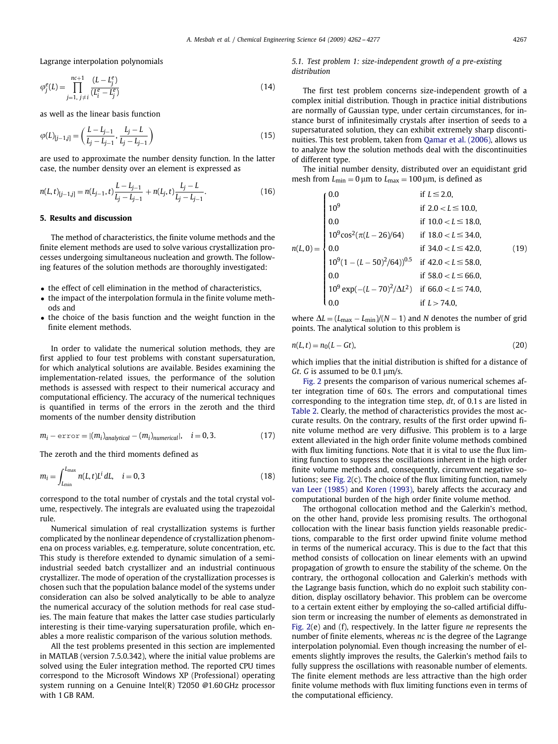Lagrange interpolation polynomials

$$\varphi_j^e(L) = \prod_{j=1,\, j\neq i}^{nc+1} \frac{(L - L_j^e)}{(L_i^e - L_j^e)} \tag{14}$$

as well as the linear basis function

$$\varphi(L)_{[j-1,j]} = \left(\frac{L - L_{j-1}}{L_j - L_{j-1}}, \frac{L_j - L}{L_j - L_{j-1}}\right) \tag{15}$$

are used to approximate the number density function. In the latter case, the number density over an element is expressed as

$$n(L,t)_{[j-1,j]} = n(L_{j-1},t)\frac{L - L_{j-1}}{L_j - L_{j-1}} + n(L_j,t)\frac{L_j - L}{L_j - L_{j-1}}. \tag{16}$$

## 5. Results and discussion

The method of characteristics, the finite volume methods and the finite element methods are used to solve various crystallization processes undergoing simultaneous nucleation and growth. The following features of the solution methods are thoroughly investigated:

- the effect of cell elimination in the method of characteristics,
- the impact of the interpolation formula in the finite volume methods and
- the choice of the basis function and the weight function in the finite element methods.

In order to validate the numerical solution methods, they are first applied to four test problems with constant supersaturation, for which analytical solutions are available. Besides examining the implementation-related issues, the performance of the solution methods is assessed with respect to their numerical accuracy and computational efficiency. The accuracy of the numerical techniques is quantified in terms of the errors in the zeroth and the third moments of the number density distribution

$$m_i - \texttt{error} = |(m_i)_{analytical} - (m_i)_{numerical}|, \quad i = 0, 3. \tag{17}$$

The zeroth and the third moments defined as

$$m_i = \int_{L_{\min}}^{L_{\max}} n(L,t)L^i\, dL, \quad i = 0, 3 \tag{18}$$

correspond to the total number of crystals and the total crystal volume, respectively. The integrals are evaluated using the trapezoidal rule.

Numerical simulation of real crystallization systems is further complicated by the nonlinear dependence of crystallization phenomena on process variables, e.g. temperature, solute concentration, etc. This study is therefore extended to dynamic simulation of a semi-industrial seeded batch crystallizer and an industrial continuous crystallizer. The mode of operation of the crystallization processes is chosen such that the population balance model of the systems under consideration can also be solved analytically to be able to analyze the numerical accuracy of the solution methods for real case studies. The main feature that makes the latter case studies particularly interesting is their time-varying supersaturation profile, which enables a more realistic comparison of the various solution methods.

All the test problems presented in this section are implemented in MATLAB (version 7.5.0.342), where the initial value problems are solved using the Euler integration method. The reported CPU times correspond to the Microsoft Windows XP (Professional) operating system running on a Genuine Intel(R) T2050 @1.60 GHz processor with 1 GB RAM.

### 5.1. Test problem 1: size-independent growth of a pre-existing distribution

The first test problem concerns size-independent growth of a complex initial distribution. Though in practice initial distributions are normally of Gaussian type, under certain circumstances, for instance burst of infinitesimally crystals after insertion of seeds to a supersaturated solution, they can exhibit extremely sharp discontinuities. This test problem, taken from Qamar et al. (2006), allows us to analyze how the solution methods deal with the discontinuities of different type.

The initial number density, distributed over an equidistant grid mesh from $L_{\min} = 0\,\mu\text{m}$ to $L_{\max} = 100\,\mu\text{m}$, is defined as

$$n(L,0) = \begin{cases} 0.0 & \text{if } L \leq 2.0, \\ 10^9 & \text{if } 2.0 < L \leq 10.0, \\ 0.0 & \text{if } 10.0 < L \leq 18.0, \\ 10^9\cos^2(\pi(L-26)/64) & \text{if } 18.0 < L \leq 34.0, \\ 0.0 & \text{if } 34.0 < L \leq 42.0, \\ 10^9(1-(L-50)^2/64))^{0.5} & \text{if } 42.0 < L \leq 58.0, \\ 0.0 & \text{if } 58.0 < L \leq 66.0, \\ 10^9\exp(-(L-70)^2/\Delta L^2) & \text{if } 66.0 < L \leq 74.0, \\ 0.0 & \text{if } L > 74.0, \end{cases} \tag{19}$$

where $\Delta L = (L_{\max} - L_{\min})/(N-1)$ and $N$ denotes the number of grid points. The analytical solution to this problem is

$$n(L,t) = n_0(L - Gt), \tag{20}$$

which implies that the initial distribution is shifted for a distance of $Gt$. $G$ is assumed to be $0.1\,\mu\text{m/s}$.

Fig. 2 presents the comparison of various numerical schemes after integration time of 60 s. The errors and computational times corresponding to the integration time step, $dt$, of 0.1 s are listed in Table 2. Clearly, the method of characteristics provides the most accurate results. On the contrary, results of the first order upwind finite volume method are very diffusive. This problem is to a large extent alleviated in the high order finite volume methods combined with flux limiting functions. Note that it is vital to use the flux limiting function to suppress the oscillations inherent in the high order finite volume methods and, consequently, circumvent negative solutions; see Fig. 2(c). The choice of the flux limiting function, namely van Leer (1985) and Koren (1993), barely affects the accuracy and computational burden of the high order finite volume method.

The orthogonal collocation method and the Galerkin's method, on the other hand, provide less promising results. The orthogonal collocation with the linear basis function yields reasonable predictions, comparable to the first order upwind finite volume method in terms of the numerical accuracy. This is due to the fact that this method consists of collocation on linear elements with an upwind propagation of growth to ensure the stability of the scheme. On the contrary, the orthogonal collocation and Galerkin's methods with the Lagrange basis function, which do no exploit such stability condition, display oscillatory behavior. This problem can be overcome to a certain extent either by employing the so-called artificial diffusion term or increasing the number of elements as demonstrated in Fig. 2(e) and (f), respectively. In the latter figure $ne$ represents the number of finite elements, whereas $nc$ is the degree of the Lagrange interpolation polynomial. Even though increasing the number of elements slightly improves the results, the Galerkin's method fails to fully suppress the oscillations with reasonable number of elements. The finite element methods are less attractive than the high order finite volume methods with flux limiting functions even in terms of the computational efficiency.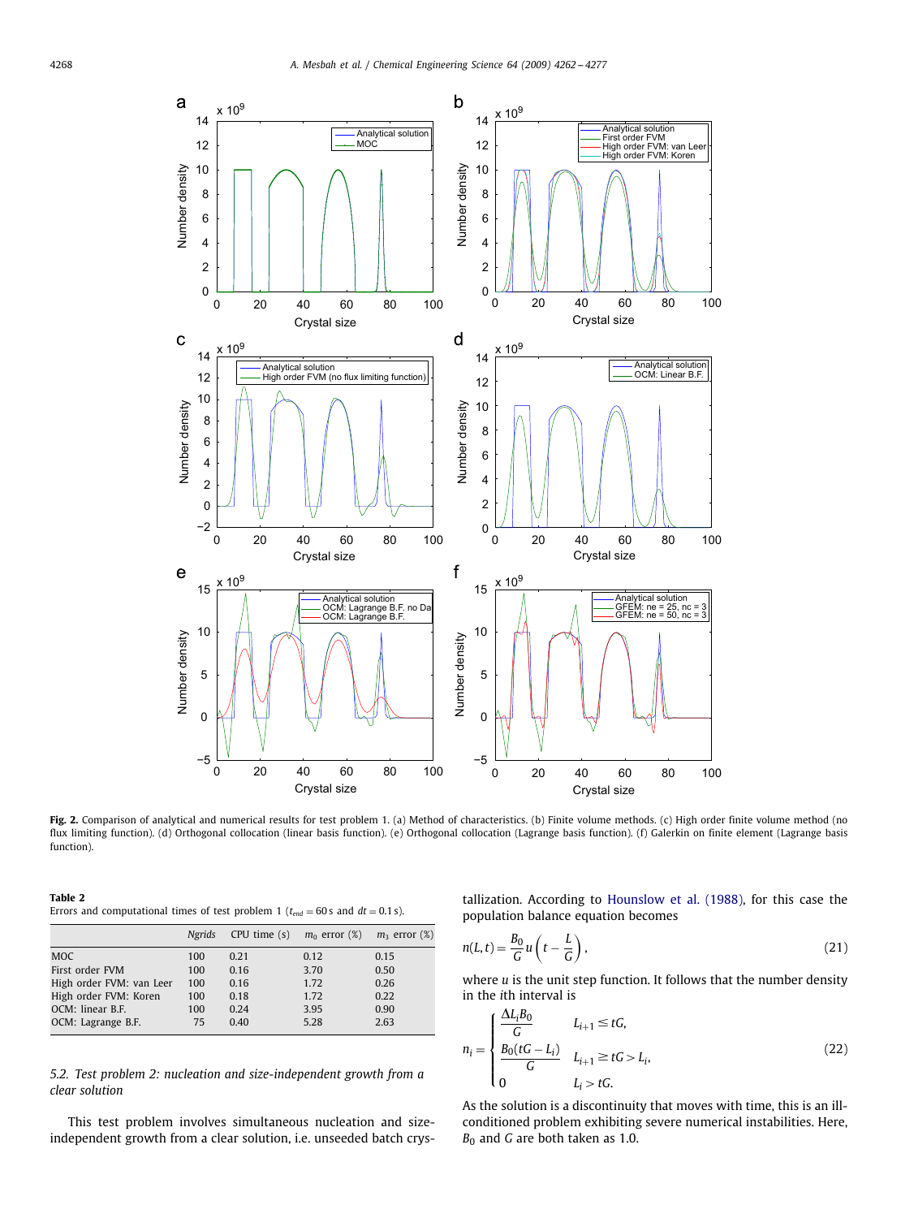**Fig. 2.** Comparison of analytical and numerical results for test problem 1. (a) Method of characteristics. (b) Finite volume methods. (c) High order finite volume method (no flux limiting function). (d) Orthogonal collocation (linear basis function). (e) Orthogonal collocation (Lagrange basis function). (f) Galerkin on finite element (Lagrange basis function).

**Table 2**
Errors and computational times of test problem 1 ($t_{end} = 60\,\text{s}$ and $dt = 0.1\,\text{s}$).

| | *Ngrids* | CPU time (s) | $m_0$ error (%) | $m_3$ error (%) |
|---|---|---|---|---|
| MOC | 100 | 0.21 | 0.12 | 0.15 |
| First order FVM | 100 | 0.16 | 3.70 | 0.50 |
| High order FVM: van Leer | 100 | 0.16 | 1.72 | 0.26 |
| High order FVM: Koren | 100 | 0.18 | 1.72 | 0.22 |
| OCM: linear B.F. | 100 | 0.24 | 3.95 | 0.90 |
| OCM: Lagrange B.F. | 75 | 0.40 | 5.28 | 2.63 |

### 5.2. Test problem 2: nucleation and size-independent growth from a clear solution

This test problem involves simultaneous nucleation and size-independent growth from a clear solution, i.e. unseeded batch crystallization. According to Hounslow et al. (1988), for this case the population balance equation becomes

$$n(L,t) = \frac{B_0}{G} u\left(t - \frac{L}{G}\right), \tag{21}$$

where $u$ is the unit step function. It follows that the number density in the $i$th interval is

$$n_i = \begin{cases} \dfrac{\Delta L_i B_0}{G} & L_{i+1} \leq tG, \\[2ex] \dfrac{B_0(tG - L_i)}{G} & L_{i+1} \geq tG > L_i, \\[2ex] 0 & L_i > tG. \end{cases} \tag{22}$$

As the solution is a discontinuity that moves with time, this is an ill-conditioned problem exhibiting severe numerical instabilities. Here, $B_0$ and $G$ are both taken as 1.0.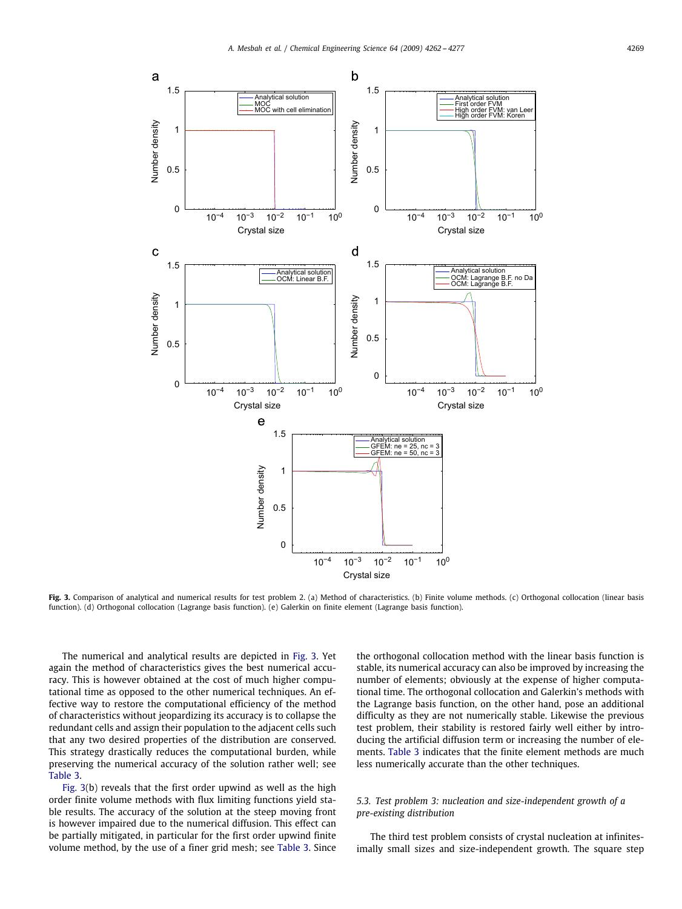Fig. 3. Comparison of analytical and numerical results for test problem 2. (a) Method of characteristics. (b) Finite volume methods. (c) Orthogonal collocation (linear basis function). (d) Orthogonal collocation (Lagrange basis function). (e) Galerkin on finite element (Lagrange basis function).

The numerical and analytical results are depicted in Fig. 3. Yet again the method of characteristics gives the best numerical accuracy. This is however obtained at the cost of much higher computational time as opposed to the other numerical techniques. An effective way to restore the computational efficiency of the method of characteristics without jeopardizing its accuracy is to collapse the redundant cells and assign their population to the adjacent cells such that any two desired properties of the distribution are conserved. This strategy drastically reduces the computational burden, while preserving the numerical accuracy of the solution rather well; see Table 3.

Fig. 3(b) reveals that the first order upwind as well as the high order finite volume methods with flux limiting functions yield stable results. The accuracy of the solution at the steep moving front is however impaired due to the numerical diffusion. This effect can be partially mitigated, in particular for the first order upwind finite volume method, by the use of a finer grid mesh; see Table 3. Since the orthogonal collocation method with the linear basis function is stable, its numerical accuracy can also be improved by increasing the number of elements; obviously at the expense of higher computational time. The orthogonal collocation and Galerkin's methods with the Lagrange basis function, on the other hand, pose an additional difficulty as they are not numerically stable. Likewise the previous test problem, their stability is restored fairly well either by introducing the artificial diffusion term or increasing the number of elements. Table 3 indicates that the finite element methods are much less numerically accurate than the other techniques.

### 5.3. Test problem 3: nucleation and size-independent growth of a pre-existing distribution

The third test problem consists of crystal nucleation at infinitesimally small sizes and size-independent growth. The square step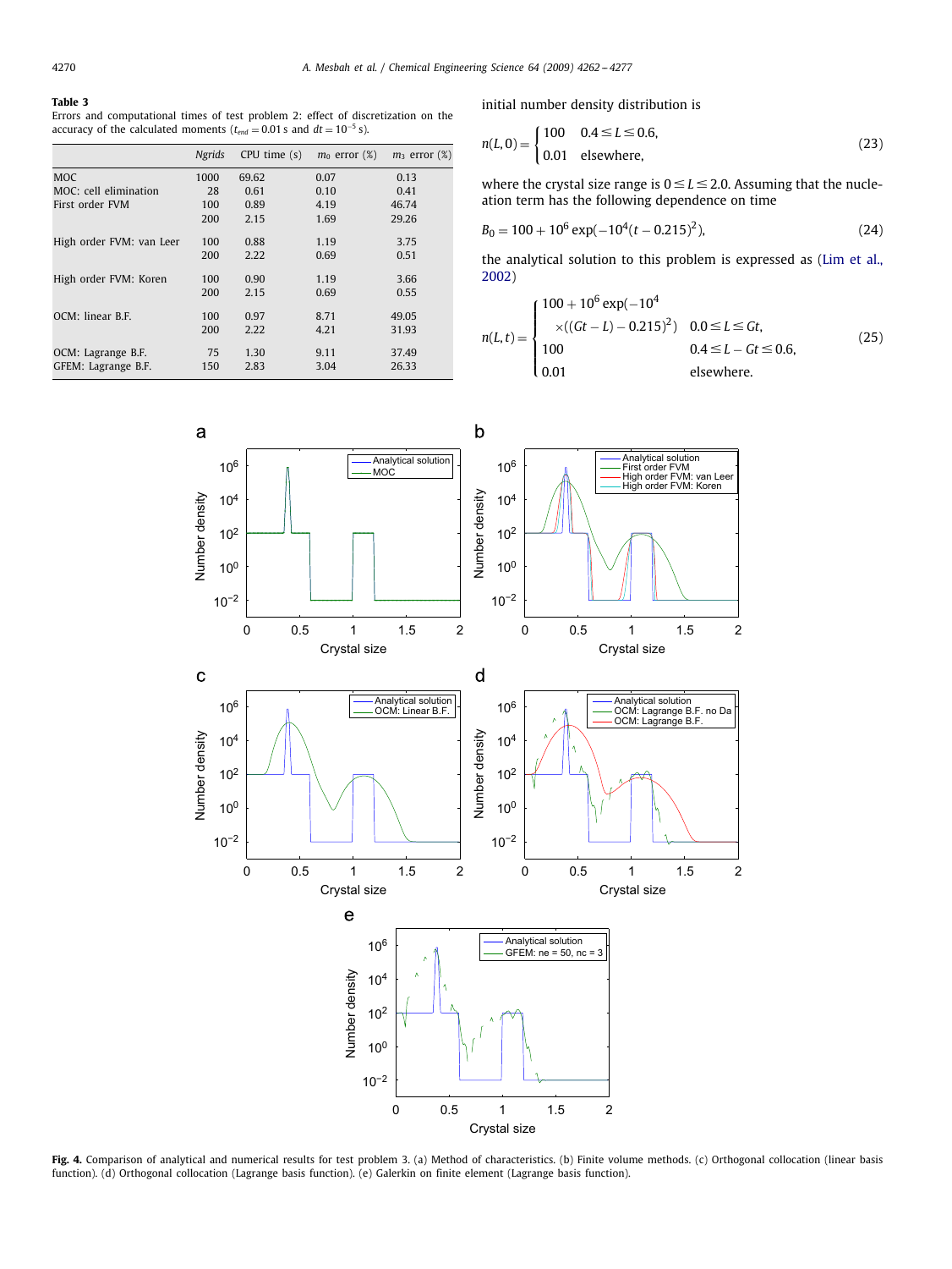**Table 3**
Errors and computational times of test problem 2: effect of discretization on the accuracy of the calculated moments ($t_{end} = 0.01$ s and $dt = 10^{-5}$ s).

| | *Ngrids* | CPU time (s) | $m_0$ error (%) | $m_3$ error (%) |
|---|---|---|---|---|
| MOC | 1000 | 69.62 | 0.07 | 0.13 |
| MOC: cell elimination | 28 | 0.61 | 0.10 | 0.41 |
| First order FVM | 100 | 0.89 | 4.19 | 46.74 |
| | 200 | 2.15 | 1.69 | 29.26 |
| High order FVM: van Leer | 100 | 0.88 | 1.19 | 3.75 |
| | 200 | 2.22 | 0.69 | 0.51 |
| High order FVM: Koren | 100 | 0.90 | 1.19 | 3.66 |
| | 200 | 2.15 | 0.69 | 0.55 |
| OCM: linear B.F. | 100 | 0.97 | 8.71 | 49.05 |
| | 200 | 2.22 | 4.21 | 31.93 |
| OCM: Lagrange B.F. | 75 | 1.30 | 9.11 | 37.49 |
| GFEM: Lagrange B.F. | 150 | 2.83 | 3.04 | 26.33 |

initial number density distribution is

$$n(L,0) = \begin{cases} 100 & 0.4 \le L \le 0.6, \\ 0.01 & \text{elsewhere,} \end{cases} \tag{23}$$

where the crystal size range is $0 \le L \le 2.0$. Assuming that the nucleation term has the following dependence on time

$$B_0 = 100 + 10^6 \exp(-10^4(t - 0.215)^2), \tag{24}$$

the analytical solution to this problem is expressed as (Lim et al., 2002)

$$n(L,t) = \begin{cases} 100 + 10^6 \exp(-10^4 \\ \quad \times ((Gt - L) - 0.215)^2) & 0.0 \le L \le Gt, \\ 100 & 0.4 \le L - Gt \le 0.6, \\ 0.01 & \text{elsewhere.} \end{cases} \tag{25}$$

**Fig. 4.** Comparison of analytical and numerical results for test problem 3. (a) Method of characteristics. (b) Finite volume methods. (c) Orthogonal collocation (linear basis function). (d) Orthogonal collocation (Lagrange basis function). (e) Galerkin on finite element (Lagrange basis function).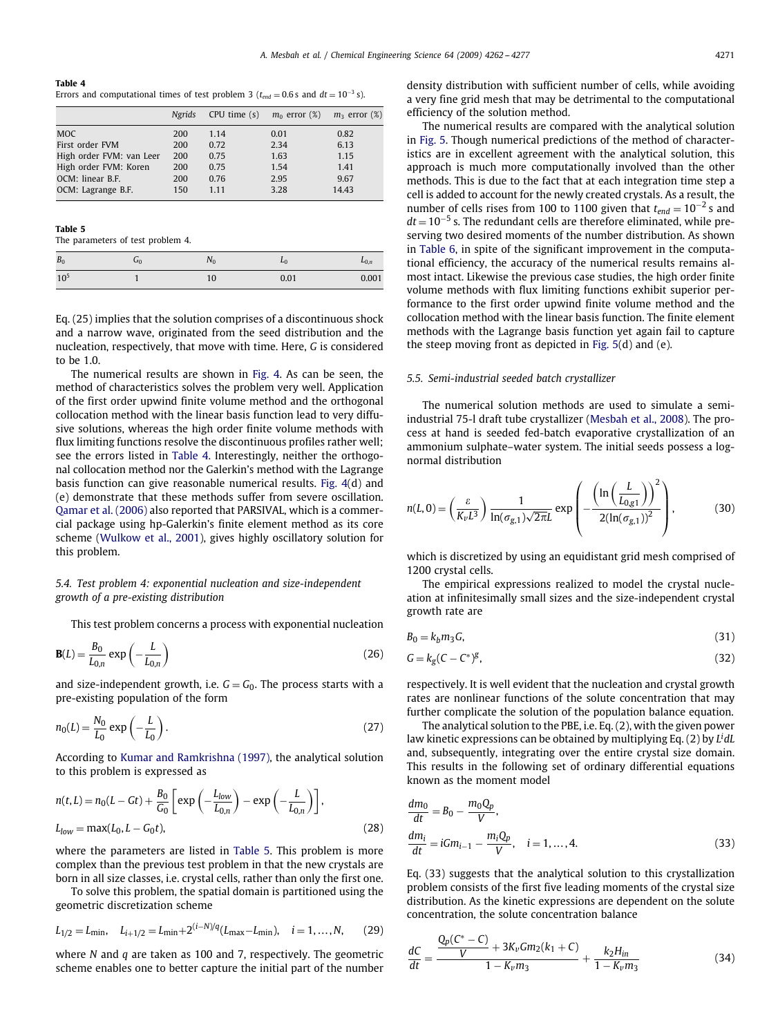**Table 4**
Errors and computational times of test problem 3 ($t_{end} = 0.6$ s and $dt = 10^{-3}$ s).

| | *Ngrids* | CPU time (s) | $m_0$ error (%) | $m_3$ error (%) |
|---|---|---|---|---|
| MOC | 200 | 1.14 | 0.01 | 0.82 |
| First order FVM | 200 | 0.72 | 2.34 | 6.13 |
| High order FVM: van Leer | 200 | 0.75 | 1.63 | 1.15 |
| High order FVM: Koren | 200 | 0.75 | 1.54 | 1.41 |
| OCM: linear B.F. | 200 | 0.76 | 2.95 | 9.67 |
| OCM: Lagrange B.F. | 150 | 1.11 | 3.28 | 14.43 |

**Table 5**
The parameters of test problem 4.

| $B_0$ | $G_0$ | $N_0$ | $L_0$ | $L_{0,n}$ |
|---|---|---|---|---|
| $10^5$ | 1 | 10 | 0.01 | 0.001 |

Eq. (25) implies that the solution comprises of a discontinuous shock and a narrow wave, originated from the seed distribution and the nucleation, respectively, that move with time. Here, $G$ is considered to be 1.0.

The numerical results are shown in Fig. 4. As can be seen, the method of characteristics solves the problem very well. Application of the first order upwind finite volume method and the orthogonal collocation method with the linear basis function lead to very diffusive solutions, whereas the high order finite volume methods with flux limiting functions resolve the discontinuous profiles rather well; see the errors listed in Table 4. Interestingly, neither the orthogonal collocation method nor the Galerkin's method with the Lagrange basis function can give reasonable numerical results. Fig. 4(d) and (e) demonstrate that these methods suffer from severe oscillation. Qamar et al. (2006) also reported that PARSIVAL, which is a commercial package using hp-Galerkin's finite element method as its core scheme (Wulkow et al., 2001), gives highly oscillatory solution for this problem.

### 5.4. Test problem 4: exponential nucleation and size-independent growth of a pre-existing distribution

This test problem concerns a process with exponential nucleation

$$\mathbf{B}(L) = \frac{B_0}{L_{0,n}} \exp\left(-\frac{L}{L_{0,n}}\right) \tag{26}$$

and size-independent growth, i.e. $G = G_0$. The process starts with a pre-existing population of the form

$$n_0(L) = \frac{N_0}{L_0} \exp\left(-\frac{L}{L_0}\right). \tag{27}$$

According to Kumar and Ramkrishna (1997), the analytical solution to this problem is expressed as

$$n(t,L) = n_0(L - Gt) + \frac{B_0}{G_0}\left[\exp\left(-\frac{L_{low}}{L_{0,n}}\right) - \exp\left(-\frac{L}{L_{0,n}}\right)\right],$$
$$L_{low} = \max(L_0, L - G_0 t), \tag{28}$$

where the parameters are listed in Table 5. This problem is more complex than the previous test problem in that the new crystals are born in all size classes, i.e. crystal cells, rather than only the first one.

To solve this problem, the spatial domain is partitioned using the geometric discretization scheme

$$L_{1/2} = L_{\min}, \quad L_{i+1/2} = L_{\min} + 2^{(i-N)/q}(L_{\max} - L_{\min}), \quad i = 1, \ldots, N, \tag{29}$$

where $N$ and $q$ are taken as 100 and 7, respectively. The geometric scheme enables one to better capture the initial part of the number density distribution with sufficient number of cells, while avoiding a very fine grid mesh that may be detrimental to the computational efficiency of the solution method.

The numerical results are compared with the analytical solution in Fig. 5. Though numerical predictions of the method of characteristics are in excellent agreement with the analytical solution, this approach is much more computationally involved than the other methods. This is due to the fact that at each integration time step a cell is added to account for the newly created crystals. As a result, the number of cells rises from 100 to 1100 given that $t_{end} = 10^{-2}$ s and $dt = 10^{-5}$ s. The redundant cells are therefore eliminated, while preserving two desired moments of the number distribution. As shown in Table 6, in spite of the significant improvement in the computational efficiency, the accuracy of the numerical results remains almost intact. Likewise the previous case studies, the high order finite volume methods with flux limiting functions exhibit superior performance to the first order upwind finite volume method and the collocation method with the linear basis function. The finite element methods with the Lagrange basis function yet again fail to capture the steep moving front as depicted in Fig. 5(d) and (e).

### 5.5. Semi-industrial seeded batch crystallizer

The numerical solution methods are used to simulate a semi-industrial 75-l draft tube crystallizer (Mesbah et al., 2008). The process at hand is seeded fed-batch evaporative crystallization of an ammonium sulphate–water system. The initial seeds possess a log-normal distribution

$$n(L,0) = \left(\frac{\varepsilon}{K_v L^3}\right) \frac{1}{\ln(\sigma_{g,1})\sqrt{2\pi}L} \exp\left(-\frac{\left(\ln\left(\frac{L}{L_{0,g1}}\right)\right)^2}{2(\ln(\sigma_{g,1}))^2}\right), \tag{30}$$

which is discretized by using an equidistant grid mesh comprised of 1200 crystal cells.

The empirical expressions realized to model the crystal nucleation at infinitesimally small sizes and the size-independent crystal growth rate are

$$B_0 = k_b m_3 G, \tag{31}$$

$$G = k_g (C - C^*)^g, \tag{32}$$

respectively. It is well evident that the nucleation and crystal growth rates are nonlinear functions of the solute concentration that may further complicate the solution of the population balance equation.

The analytical solution to the PBE, i.e. Eq. (2), with the given power law kinetic expressions can be obtained by multiplying Eq. (2) by $L^i dL$ and, subsequently, integrating over the entire crystal size domain. This results in the following set of ordinary differential equations known as the moment model

$$\frac{dm_0}{dt} = B_0 - \frac{m_0 Q_p}{V},$$
$$\frac{dm_i}{dt} = iGm_{i-1} - \frac{m_i Q_p}{V}, \quad i = 1, \ldots, 4. \tag{33}$$

Eq. (33) suggests that the analytical solution to this crystallization problem consists of the first five leading moments of the crystal size distribution. As the kinetic expressions are dependent on the solute concentration, the solute concentration balance

$$\frac{dC}{dt} = \frac{\dfrac{Q_p(C^* - C)}{V} + 3K_v G m_2 (k_1 + C)}{1 - K_v m_3} + \frac{k_2 H_{in}}{1 - K_v m_3} \tag{34}$$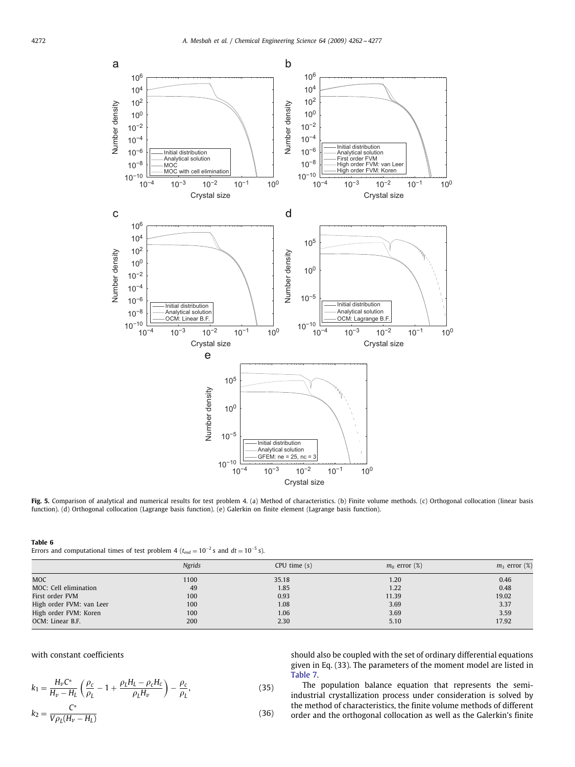**Fig. 5.** Comparison of analytical and numerical results for test problem 4. (a) Method of characteristics. (b) Finite volume methods. (c) Orthogonal collocation (linear basis function). (d) Orthogonal collocation (Lagrange basis function). (e) Galerkin on finite element (Lagrange basis function).

**Table 6**
Errors and computational times of test problem 4 ($t_{end} = 10^{-2}$ s and $dt = 10^{-5}$ s).

| | *Ngrids* | CPU time (s) | $m_0$ error (%) | $m_3$ error (%) |
|---|---|---|---|---|
| MOC | 1100 | 35.18 | 1.20 | 0.46 |
| MOC: Cell elimination | 49 | 1.85 | 1.22 | 0.48 |
| First order FVM | 100 | 0.93 | 11.39 | 19.02 |
| High order FVM: van Leer | 100 | 1.08 | 3.69 | 3.37 |
| High order FVM: Koren | 100 | 1.06 | 3.69 | 3.59 |
| OCM: Linear B.F. | 200 | 2.30 | 5.10 | 17.92 |

with constant coefficients

$$k_1 = \frac{H_v C^*}{H_v - H_L}\left(\frac{\rho_c}{\rho_L} - 1 + \frac{\rho_L H_L - \rho_c H_c}{\rho_L H_v}\right) - \frac{\rho_c}{\rho_L}, \tag{35}$$

$$k_2 = \frac{C^*}{V\rho_L(H_v - H_L)} \tag{36}$$

should also be coupled with the set of ordinary differential equations given in Eq. (33). The parameters of the moment model are listed in Table 7.

The population balance equation that represents the semi-industrial crystallization process under consideration is solved by the method of characteristics, the finite volume methods of different order and the orthogonal collocation as well as the Galerkin's finite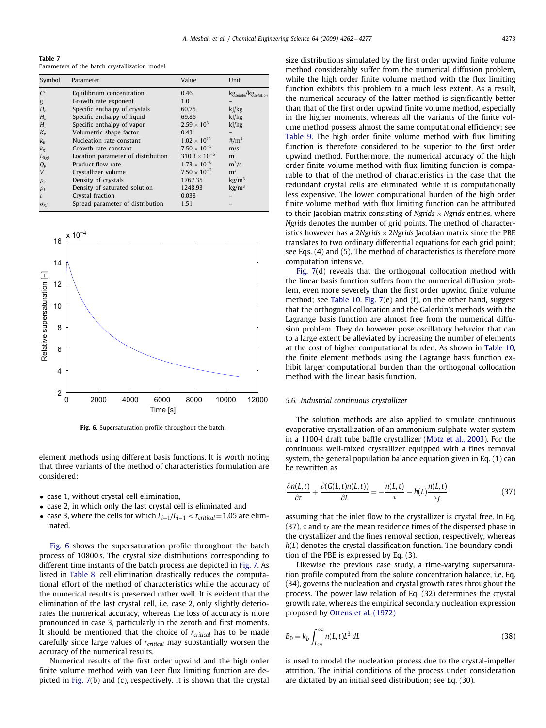**Table 7**
Parameters of the batch crystallization model.

| Symbol | Parameter | Value | Unit |
|---|---|---|---|
| $C_*$ | Equilibrium concentration | 0.46 | $kg_{solute}/kg_{solution}$ |
| $g$ | Growth rate exponent | 1.0 | – |
| $H_c$ | Specific enthalpy of crystals | 60.75 | kJ/kg |
| $H_L$ | Specific enthalpy of liquid | 69.86 | kJ/kg |
| $H_v$ | Specific enthalpy of vapor | $2.59 \times 10^3$ | kJ/kg |
| $K_v$ | Volumetric shape factor | 0.43 | – |
| $k_b$ | Nucleation rate constant | $1.02 \times 10^{14}$ | $\#/m^4$ |
| $k_g$ | Growth rate constant | $7.50 \times 10^{-5}$ | m/s |
| $L_{0,g1}$ | Location parameter of distribution | $310.3 \times 10^{-6}$ | m |
| $Q_p$ | Product flow rate | $1.73 \times 10^{-6}$ | $m^3/s$ |
| $V$ | Crystallizer volume | $7.50 \times 10^{-2}$ | $m^3$ |
| $\rho_c$ | Density of crystals | 1767.35 | $kg/m^3$ |
| $\rho_L$ | Density of saturated solution | 1248.93 | $kg/m^3$ |
| $\varepsilon$ | Crystal fraction | 0.038 | – |
| $\sigma_{g,1}$ | Spread parameter of distribution | 1.51 | – |

**Fig. 6.** Supersaturation profile throughout the batch.

element methods using different basis functions. It is worth noting that three variants of the method of characteristics formulation are considered:

- case 1, without crystal cell elimination,
- case 2, in which only the last crystal cell is eliminated and
- case 3, where the cells for which $L_{i+1}/L_{i-1} < r_{critical} = 1.05$ are eliminated.

Fig. 6 shows the supersaturation profile throughout the batch process of 10800 s. The crystal size distributions corresponding to different time instants of the batch process are depicted in Fig. 7. As listed in Table 8, cell elimination drastically reduces the computational effort of the method of characteristics while the accuracy of the numerical results is preserved rather well. It is evident that the elimination of the last crystal cell, i.e. case 2, only slightly deteriorates the numerical accuracy, whereas the loss of accuracy is more pronounced in case 3, particularly in the zeroth and first moments. It should be mentioned that the choice of $r_{critical}$ has to be made carefully since large values of $r_{critical}$ may substantially worsen the accuracy of the numerical results.

Numerical results of the first order upwind and the high order finite volume method with van Leer flux limiting function are depicted in Fig. 7(b) and (c), respectively. It is shown that the crystal size distributions simulated by the first order upwind finite volume method considerably suffer from the numerical diffusion problem, while the high order finite volume method with the flux limiting function exhibits this problem to a much less extent. As a result, the numerical accuracy of the latter method is significantly better than that of the first order upwind finite volume method, especially in the higher moments, whereas all the variants of the finite volume method possess almost the same computational efficiency; see Table 9. The high order finite volume method with flux limiting function is therefore considered to be superior to the first order upwind method. Furthermore, the numerical accuracy of the high order finite volume method with flux limiting function is comparable to that of the method of characteristics in the case that the redundant crystal cells are eliminated, while it is computationally less expensive. The lower computational burden of the high order finite volume method with flux limiting function can be attributed to their Jacobian matrix consisting of $Ngrids \times Ngrids$ entries, where $Ngrids$ denotes the number of grid points. The method of characteristics however has a $2Ngrids \times 2Ngrids$ Jacobian matrix since the PBE translates to two ordinary differential equations for each grid point; see Eqs. (4) and (5). The method of characteristics is therefore more computation intensive.

Fig. 7(d) reveals that the orthogonal collocation method with the linear basis function suffers from the numerical diffusion problem, even more severely than the first order upwind finite volume method; see Table 10. Fig. 7(e) and (f), on the other hand, suggest that the orthogonal collocation and the Galerkin's methods with the Lagrange basis function are almost free from the numerical diffusion problem. They do however pose oscillatory behavior that can to a large extent be alleviated by increasing the number of elements at the cost of higher computational burden. As shown in Table 10, the finite element methods using the Lagrange basis function exhibit larger computational burden than the orthogonal collocation method with the linear basis function.

### 5.6. Industrial continuous crystallizer

The solution methods are also applied to simulate continuous evaporative crystallization of an ammonium sulphate-water system in a 1100-l draft tube baffle crystallizer (Motz et al., 2003). For the continuous well-mixed crystallizer equipped with a fines removal system, the general population balance equation given in Eq. (1) can be rewritten as

$$\frac{\partial n(L,t)}{\partial t} + \frac{\partial (G(L,t)n(L,t))}{\partial L} = -\frac{n(L,t)}{\tau} - h(L)\frac{n(L,t)}{\tau_f} \tag{37}$$

assuming that the inlet flow to the crystallizer is crystal free. In Eq. (37), $\tau$ and $\tau_f$ are the mean residence times of the dispersed phase in the crystallizer and the fines removal section, respectively, whereas $h(L)$ denotes the crystal classification function. The boundary condition of the PBE is expressed by Eq. (3).

Likewise the previous case study, a time-varying supersaturation profile computed from the solute concentration balance, i.e. Eq. (34), governs the nucleation and crystal growth rates throughout the process. The power law relation of Eq. (32) determines the crystal growth rate, whereas the empirical secondary nucleation expression proposed by Ottens et al. (1972)

$$B_0 = k_b \int_{L_{SN}}^{\infty} n(L,t)L^3\, dL \tag{38}$$

is used to model the nucleation process due to the crystal-impeller attrition. The initial conditions of the process under consideration are dictated by an initial seed distribution; see Eq. (30).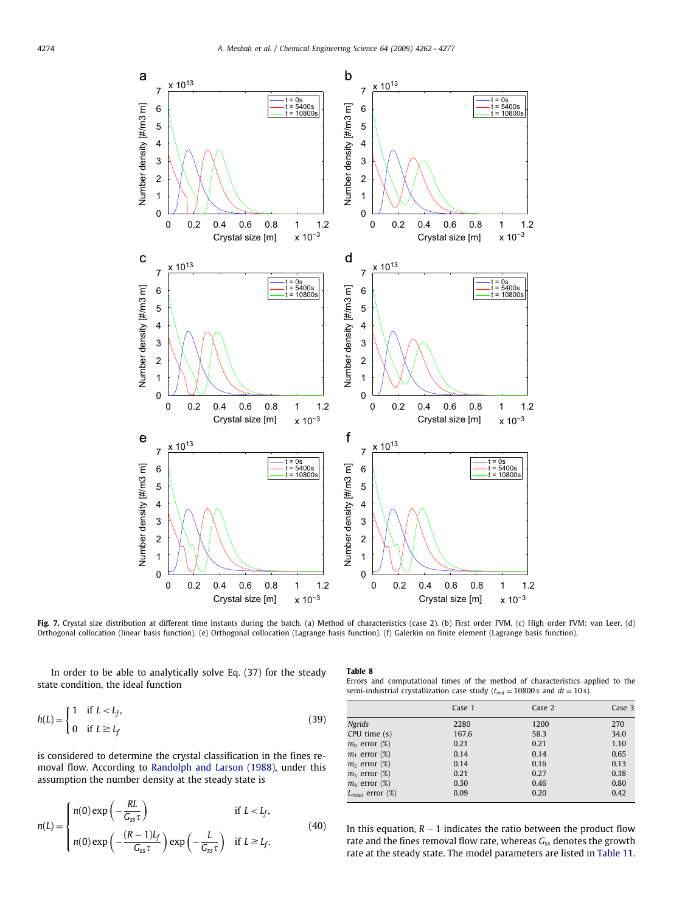Fig. 7. Crystal size distribution at different time instants during the batch. (a) Method of characteristics (case 2). (b) First order FVM. (c) High order FVM: van Leer. (d) Orthogonal collocation (linear basis function). (e) Orthogonal collocation (Lagrange basis function). (f) Galerkin on finite element (Lagrange basis function).

In order to be able to analytically solve Eq. (37) for the steady state condition, the ideal function

$$h(L) = \begin{cases} 1 & \text{if } L < L_f, \\ 0 & \text{if } L \geq L_f \end{cases} \tag{39}$$

is considered to determine the crystal classification in the fines removal flow. According to Randolph and Larson (1988), under this assumption the number density at the steady state is

$$n(L) = \begin{cases} n(0)\exp\left(-\dfrac{RL}{G_{ss}\tau}\right) & \text{if } L < L_f, \\ n(0)\exp\left(-\dfrac{(R-1)L_f}{G_{ss}\tau}\right)\exp\left(-\dfrac{L}{G_{ss}\tau}\right) & \text{if } L \geq L_f. \end{cases} \tag{40}$$

In this equation, $R-1$ indicates the ratio between the product flow rate and the fines removal flow rate, whereas $G_{ss}$ denotes the growth rate at the steady state. The model parameters are listed in Table 11.

**Table 8**
Errors and computational times of the method of characteristics applied to the semi-industrial crystallization case study ($t_{end} = 10800\,\text{s}$ and $dt = 10\,\text{s}$).

| | Case 1 | Case 2 | Case 3 |
|---|---|---|---|
| *Ngrids* | 2280 | 1200 | 270 |
| CPU time (s) | 167.6 | 58.3 | 34.0 |
| $m_0$ error (%) | 0.21 | 0.21 | 1.10 |
| $m_1$ error (%) | 0.14 | 0.14 | 0.65 |
| $m_2$ error (%) | 0.14 | 0.16 | 0.13 |
| $m_3$ error (%) | 0.21 | 0.27 | 0.38 |
| $m_4$ error (%) | 0.30 | 0.46 | 0.80 |
| $L_{mean}$ error (%) | 0.09 | 0.20 | 0.42 |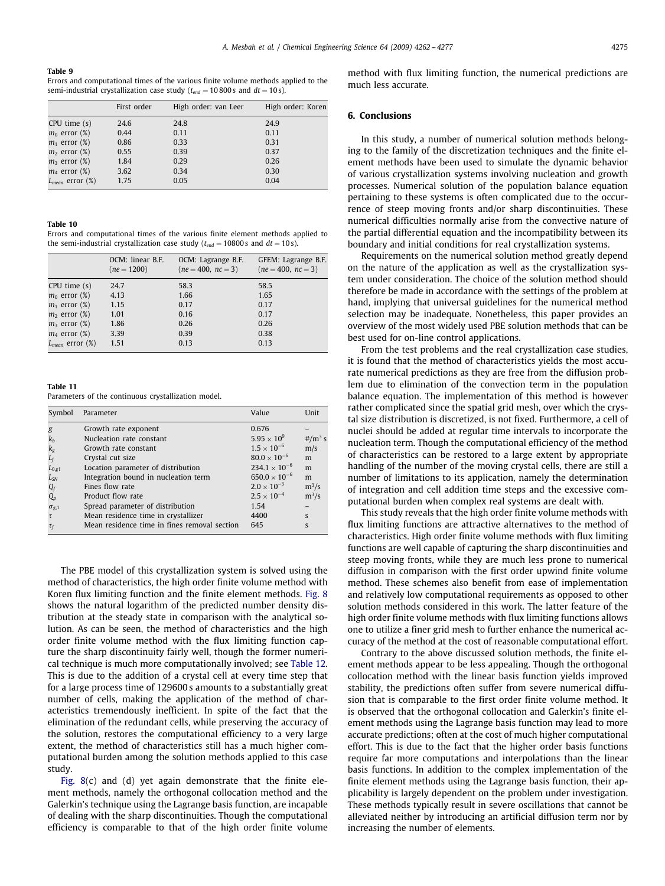**Table 9**
Errors and computational times of the various finite volume methods applied to the semi-industrial crystallization case study ($t_{end} = 10\,800$ s and $dt = 10$ s).

| | First order | High order: van Leer | High order: Koren |
|---|---|---|---|
| CPU time (s) | 24.6 | 24.8 | 24.9 |
| $m_0$ error (%) | 0.44 | 0.11 | 0.11 |
| $m_1$ error (%) | 0.86 | 0.33 | 0.31 |
| $m_2$ error (%) | 0.55 | 0.39 | 0.37 |
| $m_3$ error (%) | 1.84 | 0.29 | 0.26 |
| $m_4$ error (%) | 3.62 | 0.34 | 0.30 |
| $L_{mean}$ error (%) | 1.75 | 0.05 | 0.04 |

**Table 10**
Errors and computational times of the various finite element methods applied to the semi-industrial crystallization case study ($t_{end} = 10800$ s and $dt = 10$ s).

| | OCM: linear B.F. ($ne = 1200$) | OCM: Lagrange B.F. ($ne = 400,\ nc = 3$) | GFEM: Lagrange B.F. ($ne = 400,\ nc = 3$) |
|---|---|---|---|
| CPU time (s) | 24.7 | 58.3 | 58.5 |
| $m_0$ error (%) | 4.13 | 1.66 | 1.65 |
| $m_1$ error (%) | 1.15 | 0.17 | 0.17 |
| $m_2$ error (%) | 1.01 | 0.16 | 0.17 |
| $m_3$ error (%) | 1.86 | 0.26 | 0.26 |
| $m_4$ error (%) | 3.39 | 0.39 | 0.38 |
| $L_{mean}$ error (%) | 1.51 | 0.13 | 0.13 |

**Table 11**
Parameters of the continuous crystallization model.

| Symbol | Parameter | Value | Unit |
|---|---|---|---|
| $g$ | Growth rate exponent | 0.676 | – |
| $k_b$ | Nucleation rate constant | $5.95 \times 10^{9}$ | #/m$^3$ s |
| $k_g$ | Growth rate constant | $1.5 \times 10^{-6}$ | m/s |
| $L_f$ | Crystal cut size | $80.0 \times 10^{-6}$ | m |
| $L_{0,g1}$ | Location parameter of distribution | $234.1 \times 10^{-6}$ | m |
| $L_{SN}$ | Integration bound in nucleation term | $650.0 \times 10^{-6}$ | m |
| $Q_f$ | Fines flow rate | $2.0 \times 10^{-3}$ | m$^3$/s |
| $Q_p$ | Product flow rate | $2.5 \times 10^{-4}$ | m$^3$/s |
| $\sigma_{g,1}$ | Spread parameter of distribution | 1.54 | – |
| $\tau$ | Mean residence time in crystallizer | 4400 | s |
| $\tau_f$ | Mean residence time in fines removal section | 645 | s |

The PBE model of this crystallization system is solved using the method of characteristics, the high order finite volume method with Koren flux limiting function and the finite element methods. Fig. 8 shows the natural logarithm of the predicted number density distribution at the steady state in comparison with the analytical solution. As can be seen, the method of characteristics and the high order finite volume method with the flux limiting function capture the sharp discontinuity fairly well, though the former numerical technique is much more computationally involved; see Table 12. This is due to the addition of a crystal cell at every time step that for a large process time of 129600 s amounts to a substantially great number of cells, making the application of the method of characteristics tremendously inefficient. In spite of the fact that the elimination of the redundant cells, while preserving the accuracy of the solution, restores the computational efficiency to a very large extent, the method of characteristics still has a much higher computational burden among the solution methods applied to this case study.

Fig. 8(c) and (d) yet again demonstrate that the finite element methods, namely the orthogonal collocation method and the Galerkin's technique using the Lagrange basis function, are incapable of dealing with the sharp discontinuities. Though the computational efficiency is comparable to that of the high order finite volume method with flux limiting function, the numerical predictions are much less accurate.

## 6. Conclusions

In this study, a number of numerical solution methods belonging to the family of the discretization techniques and the finite element methods have been used to simulate the dynamic behavior of various crystallization systems involving nucleation and growth processes. Numerical solution of the population balance equation pertaining to these systems is often complicated due to the occurrence of steep moving fronts and/or sharp discontinuities. These numerical difficulties normally arise from the convective nature of the partial differential equation and the incompatibility between its boundary and initial conditions for real crystallization systems.

Requirements on the numerical solution method greatly depend on the nature of the application as well as the crystallization system under consideration. The choice of the solution method should therefore be made in accordance with the settings of the problem at hand, implying that universal guidelines for the numerical method selection may be inadequate. Nonetheless, this paper provides an overview of the most widely used PBE solution methods that can be best used for on-line control applications.

From the test problems and the real crystallization case studies, it is found that the method of characteristics yields the most accurate numerical predictions as they are free from the diffusion problem due to elimination of the convection term in the population balance equation. The implementation of this method is however rather complicated since the spatial grid mesh, over which the crystal size distribution is discretized, is not fixed. Furthermore, a cell of nuclei should be added at regular time intervals to incorporate the nucleation term. Though the computational efficiency of the method of characteristics can be restored to a large extent by appropriate handling of the number of the moving crystal cells, there are still a number of limitations to its application, namely the determination of integration and cell addition time steps and the excessive computational burden when complex real systems are dealt with.

This study reveals that the high order finite volume methods with flux limiting functions are attractive alternatives to the method of characteristics. High order finite volume methods with flux limiting functions are well capable of capturing the sharp discontinuities and steep moving fronts, while they are much less prone to numerical diffusion in comparison with the first order upwind finite volume method. These schemes also benefit from ease of implementation and relatively low computational requirements as opposed to other solution methods considered in this work. The latter feature of the high order finite volume methods with flux limiting functions allows one to utilize a finer grid mesh to further enhance the numerical accuracy of the method at the cost of reasonable computational effort.

Contrary to the above discussed solution methods, the finite element methods appear to be less appealing. Though the orthogonal collocation method with the linear basis function yields improved stability, the predictions often suffer from severe numerical diffusion that is comparable to the first order finite volume method. It is observed that the orthogonal collocation and Galerkin's finite element methods using the Lagrange basis function may lead to more accurate predictions; often at the cost of much higher computational effort. This is due to the fact that the higher order basis functions require far more computations and interpolations than the linear basis functions. In addition to the complex implementation of the finite element methods using the Lagrange basis function, their applicability is largely dependent on the problem under investigation. These methods typically result in severe oscillations that cannot be alleviated neither by introducing an artificial diffusion term nor by increasing the number of elements.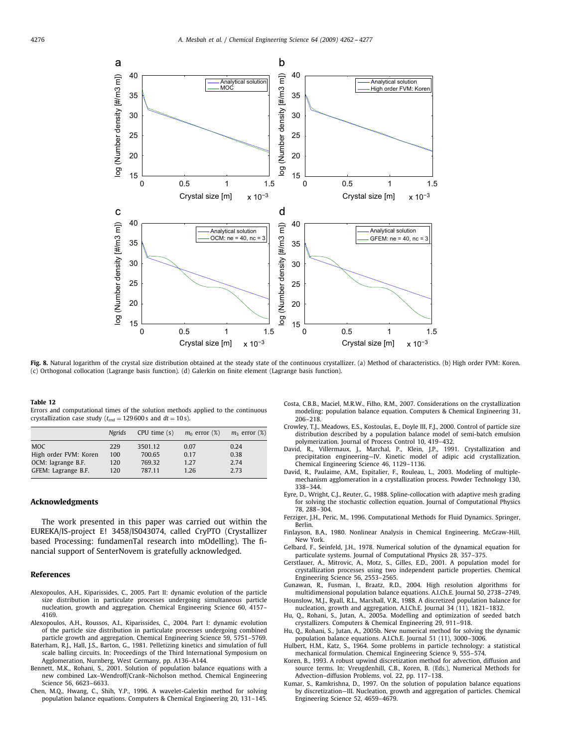**Fig. 8.** Natural logarithm of the crystal size distribution obtained at the steady state of the continuous crystallizer. (a) Method of characteristics. (b) High order FVM: Koren. (c) Orthogonal collocation (Lagrange basis function). (d) Galerkin on finite element (Lagrange basis function).

**Table 12**
Errors and computational times of the solution methods applied to the continuous crystallization case study ($t_{end} = 129\,600$ s and $dt = 10$ s).

| | *Ngrids* | CPU time (s) | $m_0$ error (%) | $m_3$ error (%) |
|---|---|---|---|---|
| MOC | 229 | 3501.12 | 0.07 | 0.24 |
| High order FVM: Koren | 100 | 700.65 | 0.17 | 0.38 |
| OCM: lagrange B.F. | 120 | 769.32 | 1.27 | 2.74 |
| GFEM: Lagrange B.F. | 120 | 787.11 | 1.26 | 2.73 |

## Acknowledgments

The work presented in this paper was carried out within the EUREKA/IS-project E! 3458/IS043074, called CryPTO (Crystallizer based Processing: fundamenTal research into mOdelling). The financial support of SenterNovem is gratefully acknowledged.

## References

Alexopoulos, A.H., Kiparissides, C., 2005. Part II: dynamic evolution of the particle size distribution in particulate processes undergoing simultaneous particle nucleation, growth and aggregation. Chemical Engineering Science 60, 4157–4169.

Alexopoulos, A.H., Roussos, A.I., Kiparissides, C., 2004. Part I: dynamic evolution of the particle size distribution in particulate processes undergoing combined particle growth and aggregation. Chemical Engineering Science 59, 5751–5769.

Baterham, R.J., Hall, J.S., Barton, G., 1981. Pelletizing kinetics and simulation of full scale balling circuits. In: Proceedings of the Third International Symposium on Agglomeration, Nurnberg, West Germany, pp. A136–A144.

Bennett, M.K., Rohani, S., 2001. Solution of population balance equations with a new combined Lax–Wendroff/Crank–Nicholson method. Chemical Engineering Science 56, 6623–6633.

Chen, M.Q., Hwang, C., Shih, Y.P., 1996. A wavelet-Galerkin method for solving population balance equations. Computers & Chemical Engineering 20, 131–145.

Costa, C.B.B., Maciel, M.R.W., Filho, R.M., 2007. Considerations on the crystallization modeling: population balance equation. Computers & Chemical Engineering 31, 206–218.

Crowley, T.J., Meadows, E.S., Kostoulas, E., Doyle III, F.J., 2000. Control of particle size distribution described by a population balance model of semi-batch emulsion polymerization. Journal of Process Control 10, 419–432.

David, R., Villermaux, J., Marchal, P., Klein, J.P., 1991. Crystallization and precipitation engineering—IV. Kinetic model of adipic acid crystallization. Chemical Engineering Science 46, 1129–1136.

David, R., Paulaime, A.M., Espitalier, F., Rouleau, L., 2003. Modeling of multiple-mechanism agglomeration in a crystallization process. Powder Technology 130, 338–344.

Eyre, D., Wright, C.J., Reuter, G., 1988. Spline-collocation with adaptive mesh grading for solving the stochastic collection equation. Journal of Computational Physics 78, 288–304.

Ferziger, J.H., Peric, M., 1996. Computational Methods for Fluid Dynamics. Springer, Berlin.

Finlayson, B.A., 1980. Nonlinear Analysis in Chemical Engineering. McGraw-Hill, New York.

Gelbard, F., Seinfeld, J.H., 1978. Numerical solution of the dynamical equation for particulate systems. Journal of Computational Physics 28, 357–375.

Gerstlauer, A., Mitrovic, A., Motz, S., Gilles, E.D., 2001. A population model for crystallization processes using two independent particle properties. Chemical Engineering Science 56, 2553–2565.

Gunawan, R., Fusman, I., Braatz, R.D., 2004. High resolution algorithms for multidimensional population balance equations. A.I.Ch.E. Journal 50, 2738–2749.

Hounslow, M.J., Ryall, R.L., Marshall, V.R., 1988. A discretized population balance for nucleation, growth and aggregation. A.I.Ch.E. Journal 34 (11), 1821–1832.

Hu, Q., Rohani, S., Jutan, A., 2005a. Modelling and optimization of seeded batch crystallizers. Computers & Chemical Engineering 29, 911–918.

Hu, Q., Rohani, S., Jutan, A., 2005b. New numerical method for solving the dynamic population balance equations. A.I.Ch.E. Journal 51 (11), 3000–3006.

Hulbert, H.M., Katz, S., 1964. Some problems in particle technology: a statistical mechanical formulation. Chemical Engineering Science 9, 555–574.

Koren, B., 1993. A robust upwind discretization method for advection, diffusion and source terms. In: Vreugdenhill, C.B., Koren, B. (Eds.), Numerical Methods for Advection–diffusion Problems, vol. 22, pp. 117–138.

Kumar, S., Ramkrishna, D., 1997. On the solution of population balance equations by discretization—III. Nucleation, growth and aggregation of particles. Chemical Engineering Science 52, 4659–4679.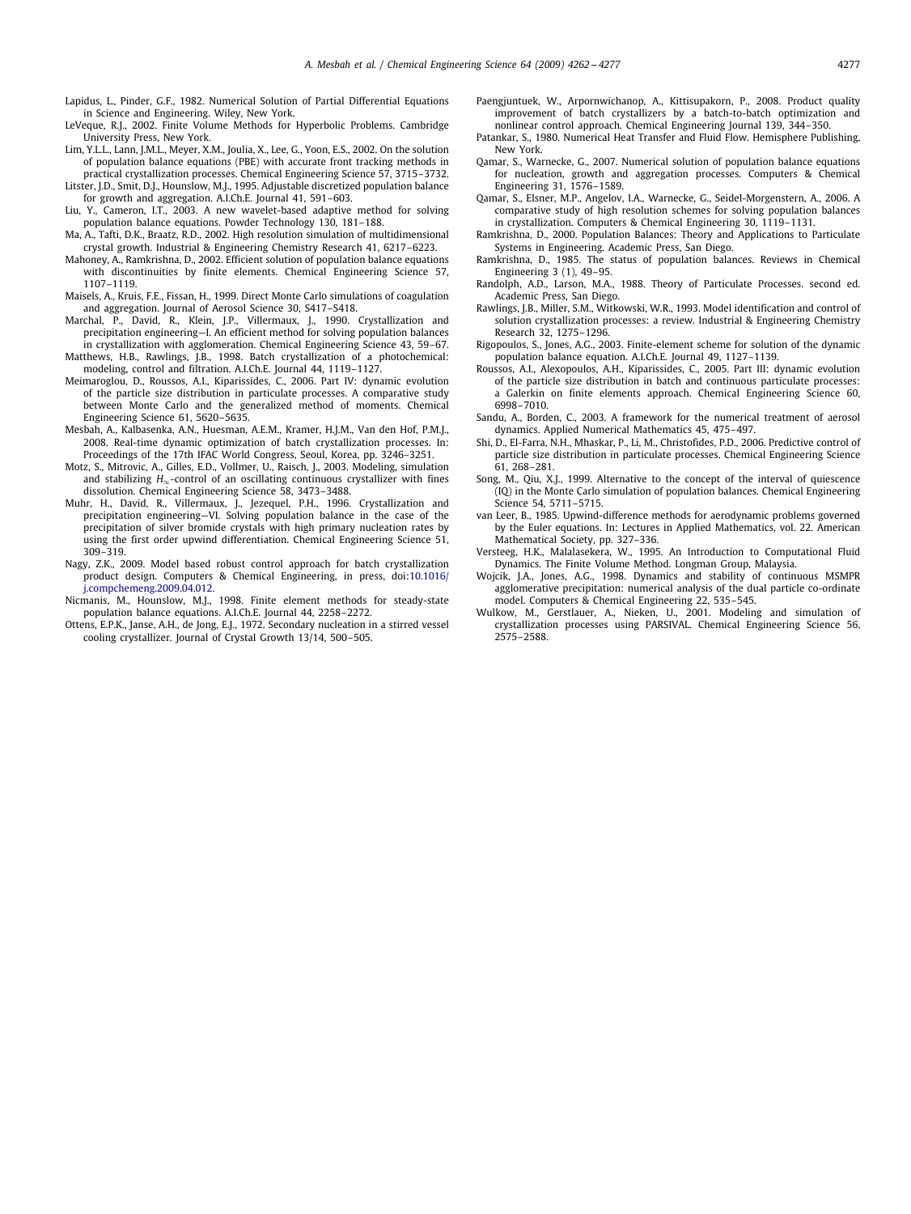Lapidus, L., Pinder, G.F., 1982. Numerical Solution of Partial Differential Equations in Science and Engineering. Wiley, New York.

LeVeque, R.J., 2002. Finite Volume Methods for Hyperbolic Problems. Cambridge University Press, New York.

Lim, Y.L.L., Lann, J.M.L., Meyer, X.M., Joulia, X., Lee, G., Yoon, E.S., 2002. On the solution of population balance equations (PBE) with accurate front tracking methods in practical crystallization processes. Chemical Engineering Science 57, 3715–3732.

Litster, J.D., Smit, D.J., Hounslow, M.J., 1995. Adjustable discretized population balance for growth and aggregation. A.I.Ch.E. Journal 41, 591–603.

Liu, Y., Cameron, I.T., 2003. A new wavelet-based adaptive method for solving population balance equations. Powder Technology 130, 181–188.

Ma, A., Tafti, D.K., Braatz, R.D., 2002. High resolution simulation of multidimensional crystal growth. Industrial & Engineering Chemistry Research 41, 6217–6223.

Mahoney, A., Ramkrishna, D., 2002. Efficient solution of population balance equations with discontinuities by finite elements. Chemical Engineering Science 57, 1107–1119.

Maisels, A., Kruis, F.E., Fissan, H., 1999. Direct Monte Carlo simulations of coagulation and aggregation. Journal of Aerosol Science 30, S417–S418.

Marchal, P., David, R., Klein, J.P., Villermaux, J., 1990. Crystallization and precipitation engineering—I. An efficient method for solving population balances in crystallization with agglomeration. Chemical Engineering Science 43, 59–67.

Matthews, H.B., Rawlings, J.B., 1998. Batch crystallization of a photochemical: modeling, control and filtration. A.I.Ch.E. Journal 44, 1119–1127.

Meimaroglou, D., Roussos, A.I., Kiparissides, C., 2006. Part IV: dynamic evolution of the particle size distribution in particulate processes. A comparative study between Monte Carlo and the generalized method of moments. Chemical Engineering Science 61, 5620–5635.

Mesbah, A., Kalbasenka, A.N., Huesman, A.E.M., Kramer, H.J.M., Van den Hof, P.M.J., 2008. Real-time dynamic optimization of batch crystallization processes. In: Proceedings of the 17th IFAC World Congress, Seoul, Korea, pp. 3246–3251.

Motz, S., Mitrovic, A., Gilles, E.D., Vollmer, U., Raisch, J., 2003. Modeling, simulation and stabilizing $H_\infty$-control of an oscillating continuous crystallizer with fines dissolution. Chemical Engineering Science 58, 3473–3488.

Muhr, H., David, R., Villermaux, J., Jezequel, P.H., 1996. Crystallization and precipitation engineering—VI. Solving population balance in the case of the precipitation of silver bromide crystals with high primary nucleation rates by using the first order upwind differentiation. Chemical Engineering Science 51, 309–319.

Nagy, Z.K., 2009. Model based robust control approach for batch crystallization product design. Computers & Chemical Engineering, in press, doi:10.1016/j.compchemeng.2009.04.012.

Nicmanis, M., Hounslow, M.J., 1998. Finite element methods for steady-state population balance equations. A.I.Ch.E. Journal 44, 2258–2272.

Ottens, E.P.K., Janse, A.H., de Jong, E.J., 1972. Secondary nucleation in a stirred vessel cooling crystallizer. Journal of Crystal Growth 13/14, 500–505.

Paengjuntuek, W., Arpornwichanop, A., Kittisupakorn, P., 2008. Product quality improvement of batch crystallizers by a batch-to-batch optimization and nonlinear control approach. Chemical Engineering Journal 139, 344–350.

Patankar, S., 1980. Numerical Heat Transfer and Fluid Flow. Hemisphere Publishing, New York.

Qamar, S., Warnecke, G., 2007. Numerical solution of population balance equations for nucleation, growth and aggregation processes. Computers & Chemical Engineering 31, 1576–1589.

Qamar, S., Elsner, M.P., Angelov, I.A., Warnecke, G., Seidel-Morgenstern, A., 2006. A comparative study of high resolution schemes for solving population balances in crystallization. Computers & Chemical Engineering 30, 1119–1131.

Ramkrishna, D., 2000. Population Balances: Theory and Applications to Particulate Systems in Engineering. Academic Press, San Diego.

Ramkrishna, D., 1985. The status of population balances. Reviews in Chemical Engineering 3 (1), 49–95.

Randolph, A.D., Larson, M.A., 1988. Theory of Particulate Processes. second ed. Academic Press, San Diego.

Rawlings, J.B., Miller, S.M., Witkowski, W.R., 1993. Model identification and control of solution crystallization processes: a review. Industrial & Engineering Chemistry Research 32, 1275–1296.

Rigopoulos, S., Jones, A.G., 2003. Finite-element scheme for solution of the dynamic population balance equation. A.I.Ch.E. Journal 49, 1127–1139.

Roussos, A.I., Alexopoulos, A.H., Kiparissides, C., 2005. Part III: dynamic evolution of the particle size distribution in batch and continuous particulate processes: a Galerkin on finite elements approach. Chemical Engineering Science 60, 6998–7010.

Sandu, A., Borden, C., 2003. A framework for the numerical treatment of aerosol dynamics. Applied Numerical Mathematics 45, 475–497.

Shi, D., El-Farra, N.H., Mhaskar, P., Li, M., Christofides, P.D., 2006. Predictive control of particle size distribution in particulate processes. Chemical Engineering Science 61, 268–281.

Song, M., Qiu, X.J., 1999. Alternative to the concept of the interval of quiescence (IQ) in the Monte Carlo simulation of population balances. Chemical Engineering Science 54, 5711–5715.

van Leer, B., 1985. Upwind-difference methods for aerodynamic problems governed by the Euler equations. In: Lectures in Applied Mathematics, vol. 22. American Mathematical Society, pp. 327–336.

Versteeg, H.K., Malalasekera, W., 1995. An Introduction to Computational Fluid Dynamics. The Finite Volume Method. Longman Group, Malaysia.

Wojcik, J.A., Jones, A.G., 1998. Dynamics and stability of continuous MSMPR agglomerative precipitation: numerical analysis of the dual particle co-ordinate model. Computers & Chemical Engineering 22, 535–545.

Wulkow, M., Gerstlauer, A., Nieken, U., 2001. Modeling and simulation of crystallization processes using PARSIVAL. Chemical Engineering Science 56, 2575–2588.